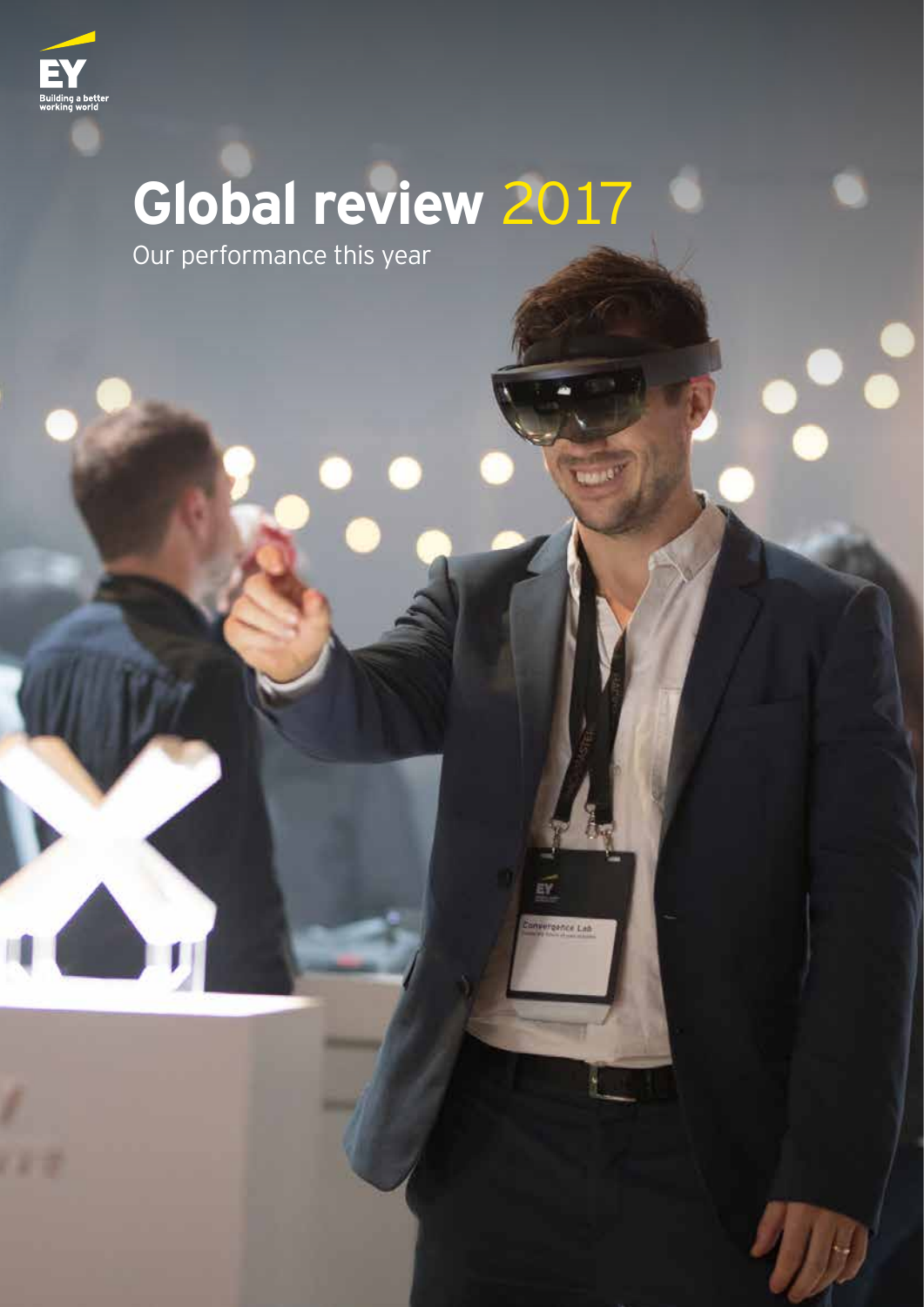EY

Building a better working world

# Global review 2017

Our performance this year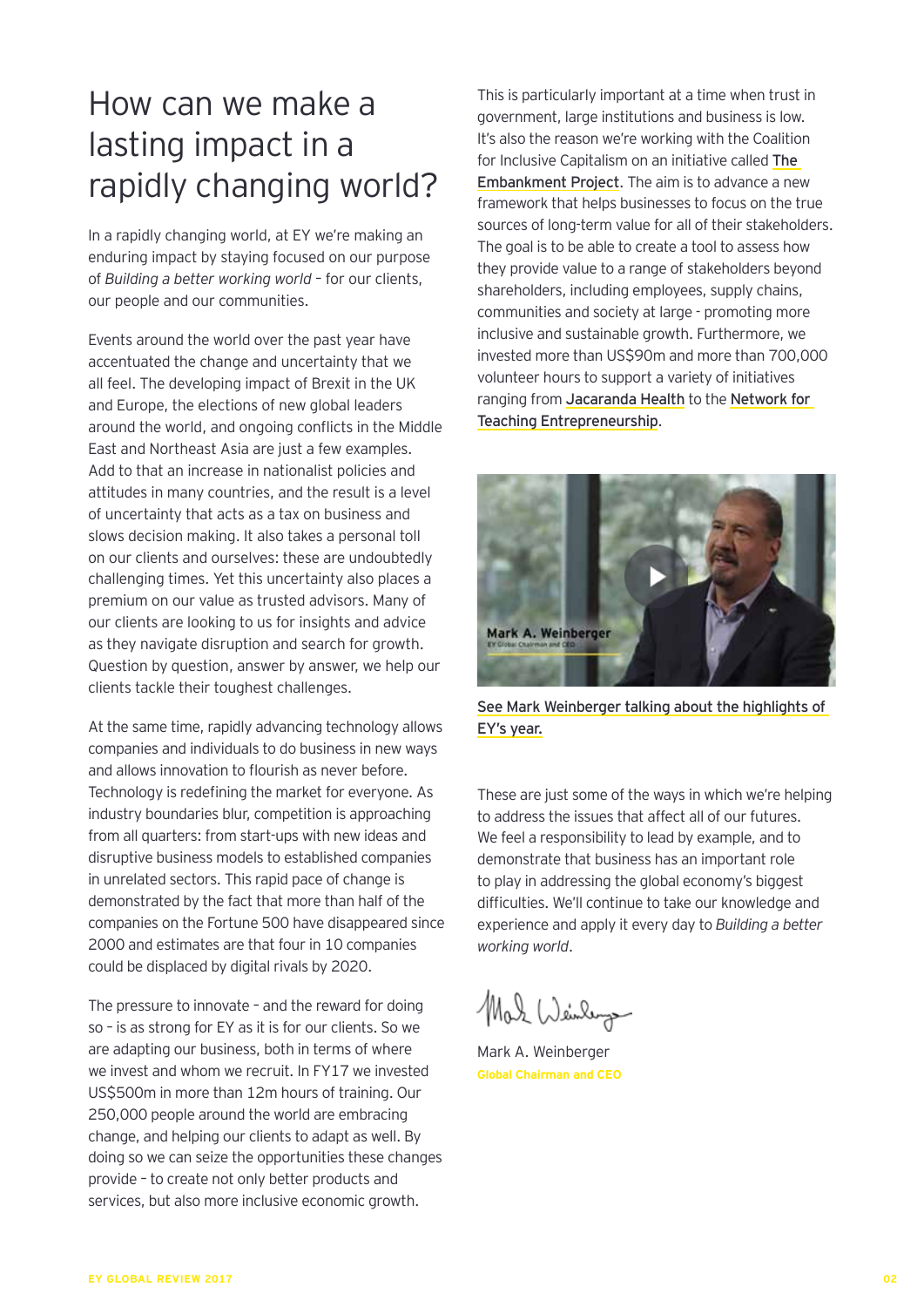# How can we make a lasting impact in a rapidly changing world?

In a rapidly changing world, at EY we're making an enduring impact by staying focused on our purpose of *Building a better working world* – for our clients, our people and our communities.

Events around the world over the past year have accentuated the change and uncertainty that we all feel. The developing impact of Brexit in the UK and Europe, the elections of new global leaders around the world, and ongoing conflicts in the Middle East and Northeast Asia are just a few examples. Add to that an increase in nationalist policies and attitudes in many countries, and the result is a level of uncertainty that acts as a tax on business and slows decision making. It also takes a personal toll on our clients and ourselves: these are undoubtedly challenging times. Yet this uncertainty also places a premium on our value as trusted advisors. Many of our clients are looking to us for insights and advice as they navigate disruption and search for growth. Question by question, answer by answer, we help our clients tackle their toughest challenges.

At the same time, rapidly advancing technology allows companies and individuals to do business in new ways and allows innovation to flourish as never before. Technology is redefining the market for everyone. As industry boundaries blur, competition is approaching from all quarters: from start-ups with new ideas and disruptive business models to established companies in unrelated sectors. This rapid pace of change is demonstrated by the fact that more than half of the companies on the Fortune 500 have disappeared since 2000 and estimates are that four in 10 companies could be displaced by digital rivals by 2020.

The pressure to innovate – and the reward for doing so – is as strong for EY as it is for our clients. So we are adapting our business, both in terms of where we invest and whom we recruit. In FY17 we invested US$500m in more than 12m hours of training. Our 250,000 people around the world are embracing change, and helping our clients to adapt as well. By doing so we can seize the opportunities these changes provide – to create not only better products and services, but also more inclusive economic growth.

This is particularly important at a time when trust in government, large institutions and business is low. It's also the reason we're working with the Coalition for Inclusive Capitalism on an initiative called The Embankment Project. The aim is to advance a new framework that helps businesses to focus on the true sources of long-term value for all of their stakeholders. The goal is to be able to create a tool to assess how they provide value to a range of stakeholders beyond shareholders, including employees, supply chains, communities and society at large - promoting more inclusive and sustainable growth. Furthermore, we invested more than US$90m and more than 700,000 volunteer hours to support a variety of initiatives ranging from Jacaranda Health to the Network for Teaching Entrepreneurship.

See Mark Weinberger talking about the highlights of EY's year.

These are just some of the ways in which we're helping to address the issues that affect all of our futures. We feel a responsibility to lead by example, and to demonstrate that business has an important role to play in addressing the global economy's biggest difficulties. We'll continue to take our knowledge and experience and apply it every day to *Building a better working world*.

Mark A. Weinberger
**Global Chairman and CEO**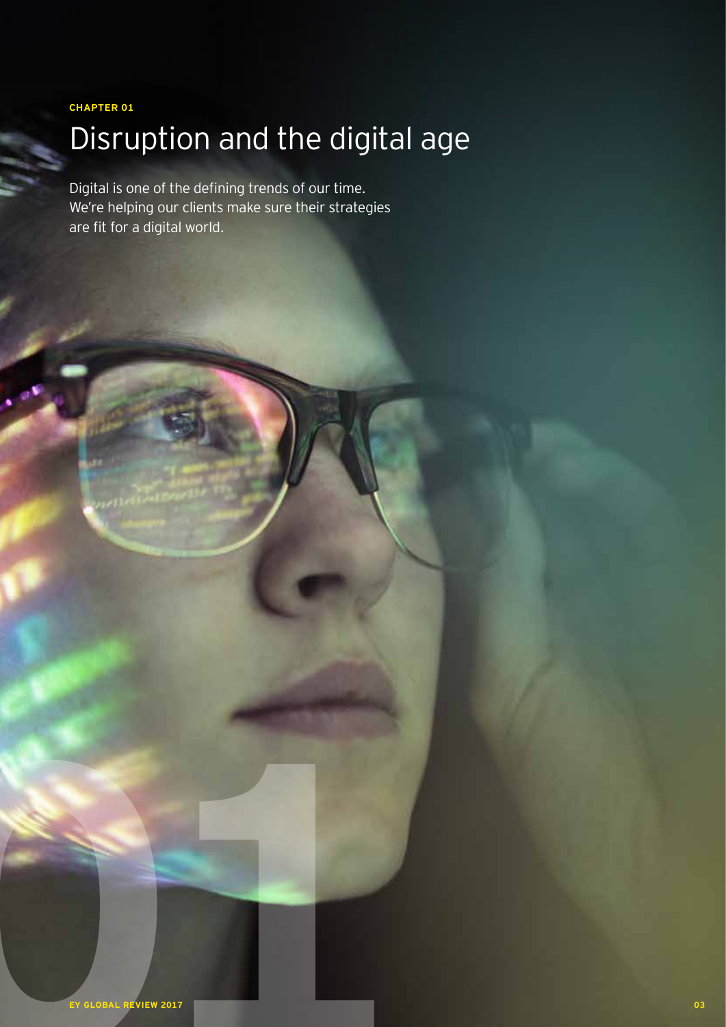CHAPTER 01

# Disruption and the digital age

Digital is one of the defining trends of our time. We're helping our clients make sure their strategies are fit for a digital world.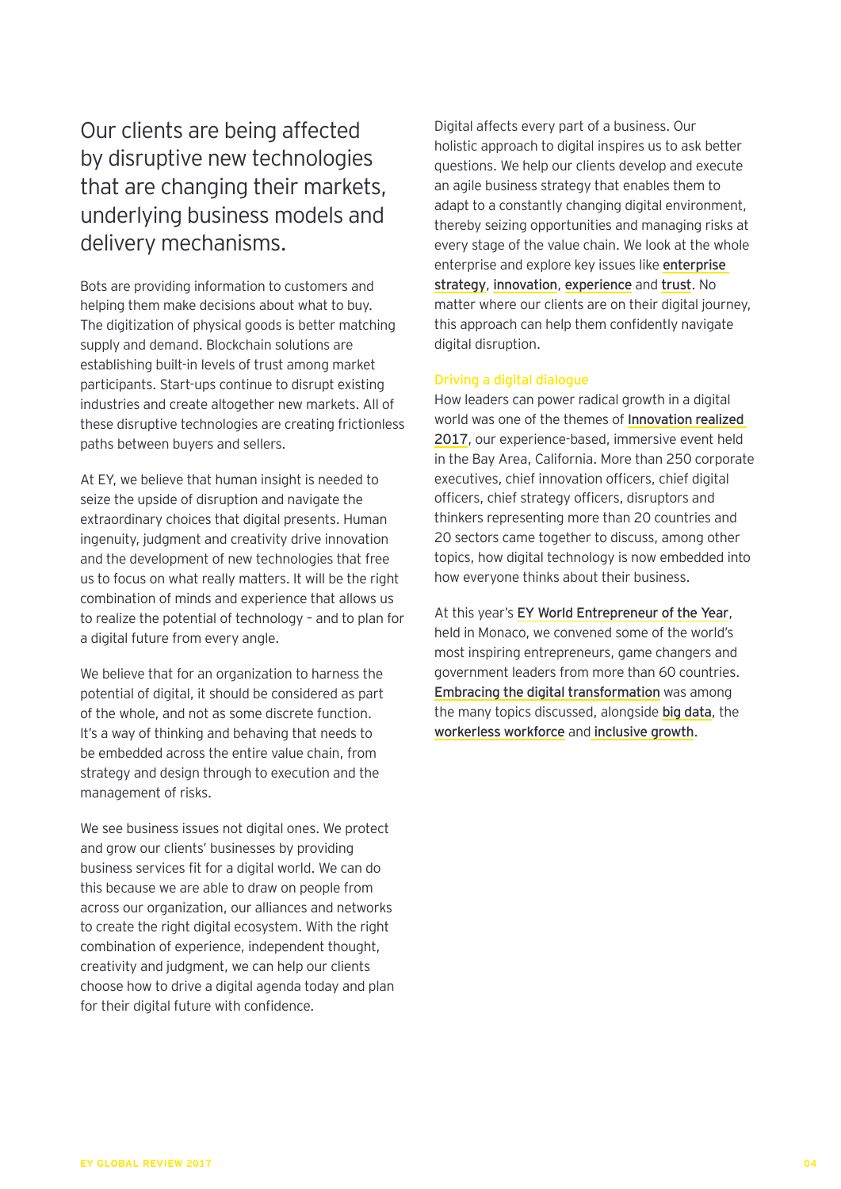## Our clients are being affected by disruptive new technologies that are changing their markets, underlying business models and delivery mechanisms.

Bots are providing information to customers and helping them make decisions about what to buy. The digitization of physical goods is better matching supply and demand. Blockchain solutions are establishing built-in levels of trust among market participants. Start-ups continue to disrupt existing industries and create altogether new markets. All of these disruptive technologies are creating frictionless paths between buyers and sellers.

At EY, we believe that human insight is needed to seize the upside of disruption and navigate the extraordinary choices that digital presents. Human ingenuity, judgment and creativity drive innovation and the development of new technologies that free us to focus on what really matters. It will be the right combination of minds and experience that allows us to realize the potential of technology – and to plan for a digital future from every angle.

We believe that for an organization to harness the potential of digital, it should be considered as part of the whole, and not as some discrete function. It's a way of thinking and behaving that needs to be embedded across the entire value chain, from strategy and design through to execution and the management of risks.

We see business issues not digital ones. We protect and grow our clients' businesses by providing business services fit for a digital world. We can do this because we are able to draw on people from across our organization, our alliances and networks to create the right digital ecosystem. With the right combination of experience, independent thought, creativity and judgment, we can help our clients choose how to drive a digital agenda today and plan for their digital future with confidence.

Digital affects every part of a business. Our holistic approach to digital inspires us to ask better questions. We help our clients develop and execute an agile business strategy that enables them to adapt to a constantly changing digital environment, thereby seizing opportunities and managing risks at every stage of the value chain. We look at the whole enterprise and explore key issues like **enterprise strategy**, **innovation**, **experience** and **trust**. No matter where our clients are on their digital journey, this approach can help them confidently navigate digital disruption.

### Driving a digital dialogue

How leaders can power radical growth in a digital world was one of the themes of **Innovation realized 2017**, our experience-based, immersive event held in the Bay Area, California. More than 250 corporate executives, chief innovation officers, chief digital officers, chief strategy officers, disruptors and thinkers representing more than 20 countries and 20 sectors came together to discuss, among other topics, how digital technology is now embedded into how everyone thinks about their business.

At this year's **EY World Entrepreneur of the Year**, held in Monaco, we convened some of the world's most inspiring entrepreneurs, game changers and government leaders from more than 60 countries. **Embracing the digital transformation** was among the many topics discussed, alongside **big data**, the **workerless workforce** and **inclusive growth**.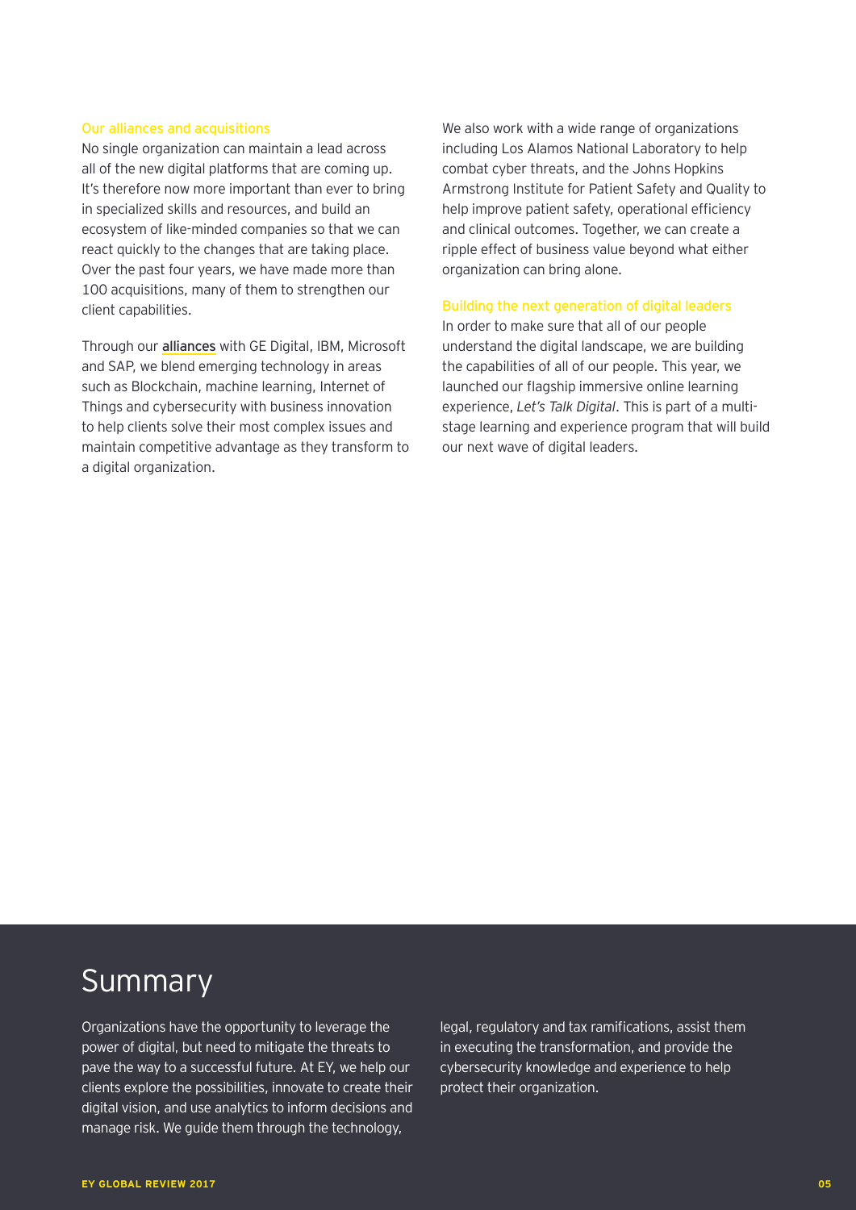### Our alliances and acquisitions

No single organization can maintain a lead across all of the new digital platforms that are coming up. It's therefore now more important than ever to bring in specialized skills and resources, and build an ecosystem of like-minded companies so that we can react quickly to the changes that are taking place. Over the past four years, we have made more than 100 acquisitions, many of them to strengthen our client capabilities.

Through our **alliances** with GE Digital, IBM, Microsoft and SAP, we blend emerging technology in areas such as Blockchain, machine learning, Internet of Things and cybersecurity with business innovation to help clients solve their most complex issues and maintain competitive advantage as they transform to a digital organization.

We also work with a wide range of organizations including Los Alamos National Laboratory to help combat cyber threats, and the Johns Hopkins Armstrong Institute for Patient Safety and Quality to help improve patient safety, operational efficiency and clinical outcomes. Together, we can create a ripple effect of business value beyond what either organization can bring alone.

### Building the next generation of digital leaders

In order to make sure that all of our people understand the digital landscape, we are building the capabilities of all of our people. This year, we launched our flagship immersive online learning experience, *Let's Talk Digital*. This is part of a multi-stage learning and experience program that will build our next wave of digital leaders.

## Summary

Organizations have the opportunity to leverage the power of digital, but need to mitigate the threats to pave the way to a successful future. At EY, we help our clients explore the possibilities, innovate to create their digital vision, and use analytics to inform decisions and manage risk. We guide them through the technology, legal, regulatory and tax ramifications, assist them in executing the transformation, and provide the cybersecurity knowledge and experience to help protect their organization.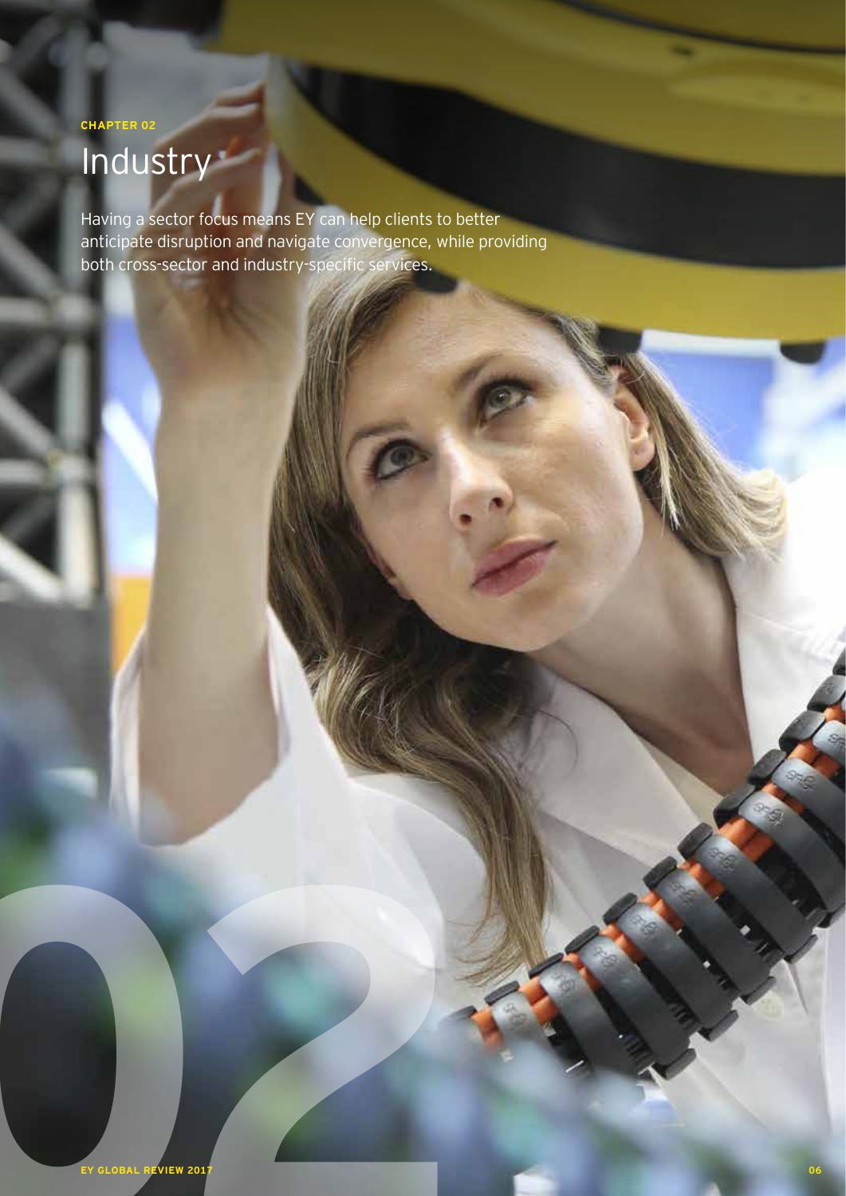CHAPTER 02

# Industry

Having a sector focus means EY can help clients to better anticipate disruption and navigate convergence, while providing both cross-sector and industry-specific services.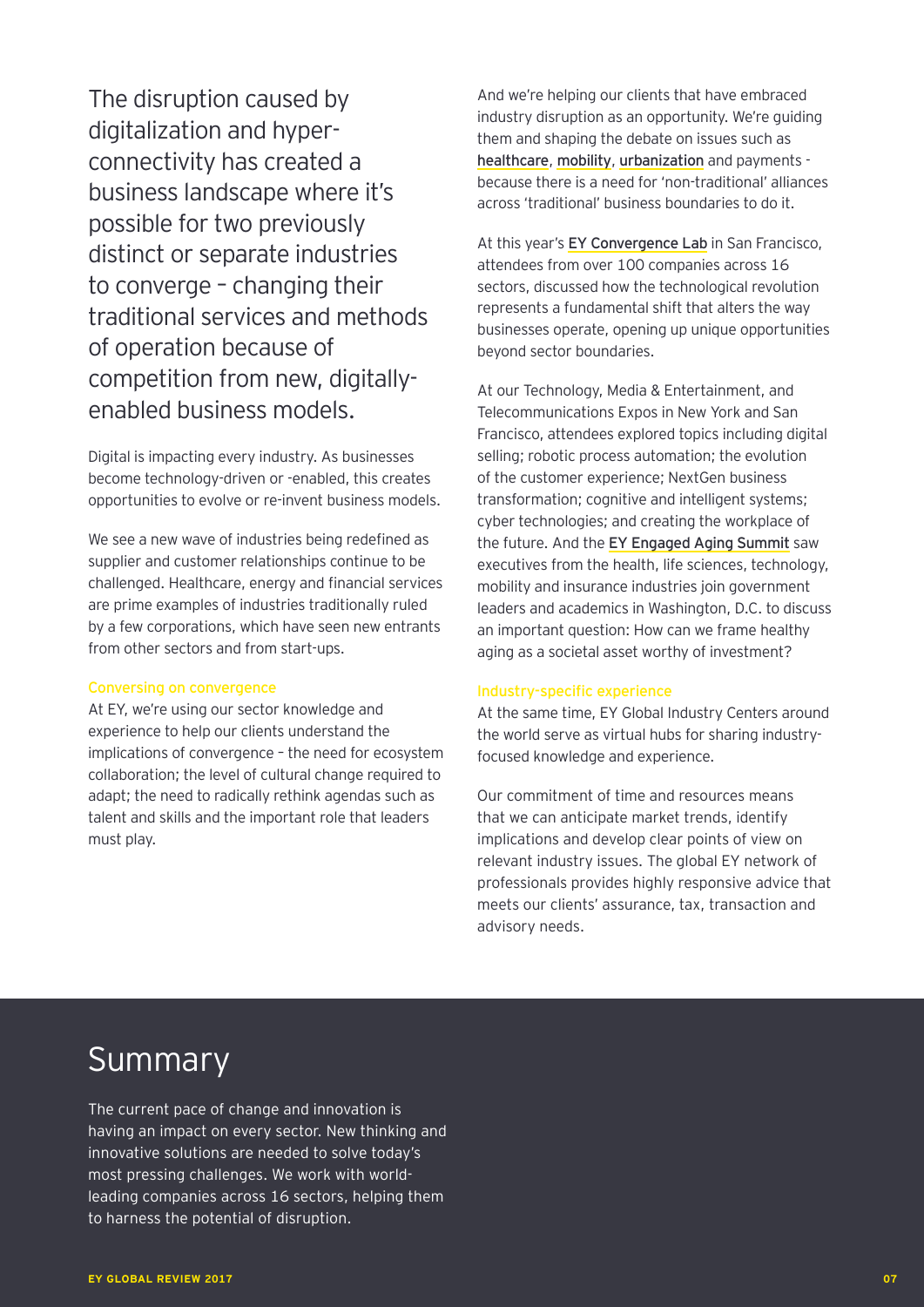The disruption caused by digitalization and hyper-connectivity has created a business landscape where it's possible for two previously distinct or separate industries to converge – changing their traditional services and methods of operation because of competition from new, digitally-enabled business models.

Digital is impacting every industry. As businesses become technology-driven or -enabled, this creates opportunities to evolve or re-invent business models.

We see a new wave of industries being redefined as supplier and customer relationships continue to be challenged. Healthcare, energy and financial services are prime examples of industries traditionally ruled by a few corporations, which have seen new entrants from other sectors and from start-ups.

### Conversing on convergence

At EY, we're using our sector knowledge and experience to help our clients understand the implications of convergence – the need for ecosystem collaboration; the level of cultural change required to adapt; the need to radically rethink agendas such as talent and skills and the important role that leaders must play.

And we're helping our clients that have embraced industry disruption as an opportunity. We're guiding them and shaping the debate on issues such as healthcare, mobility, urbanization and payments - because there is a need for 'non-traditional' alliances across 'traditional' business boundaries to do it.

At this year's EY Convergence Lab in San Francisco, attendees from over 100 companies across 16 sectors, discussed how the technological revolution represents a fundamental shift that alters the way businesses operate, opening up unique opportunities beyond sector boundaries.

At our Technology, Media & Entertainment, and Telecommunications Expos in New York and San Francisco, attendees explored topics including digital selling; robotic process automation; the evolution of the customer experience; NextGen business transformation; cognitive and intelligent systems; cyber technologies; and creating the workplace of the future. And the EY Engaged Aging Summit saw executives from the health, life sciences, technology, mobility and insurance industries join government leaders and academics in Washington, D.C. to discuss an important question: How can we frame healthy aging as a societal asset worthy of investment?

### Industry-specific experience

At the same time, EY Global Industry Centers around the world serve as virtual hubs for sharing industry-focused knowledge and experience.

Our commitment of time and resources means that we can anticipate market trends, identify implications and develop clear points of view on relevant industry issues. The global EY network of professionals provides highly responsive advice that meets our clients' assurance, tax, transaction and advisory needs.

## Summary

The current pace of change and innovation is having an impact on every sector. New thinking and innovative solutions are needed to solve today's most pressing challenges. We work with world-leading companies across 16 sectors, helping them to harness the potential of disruption.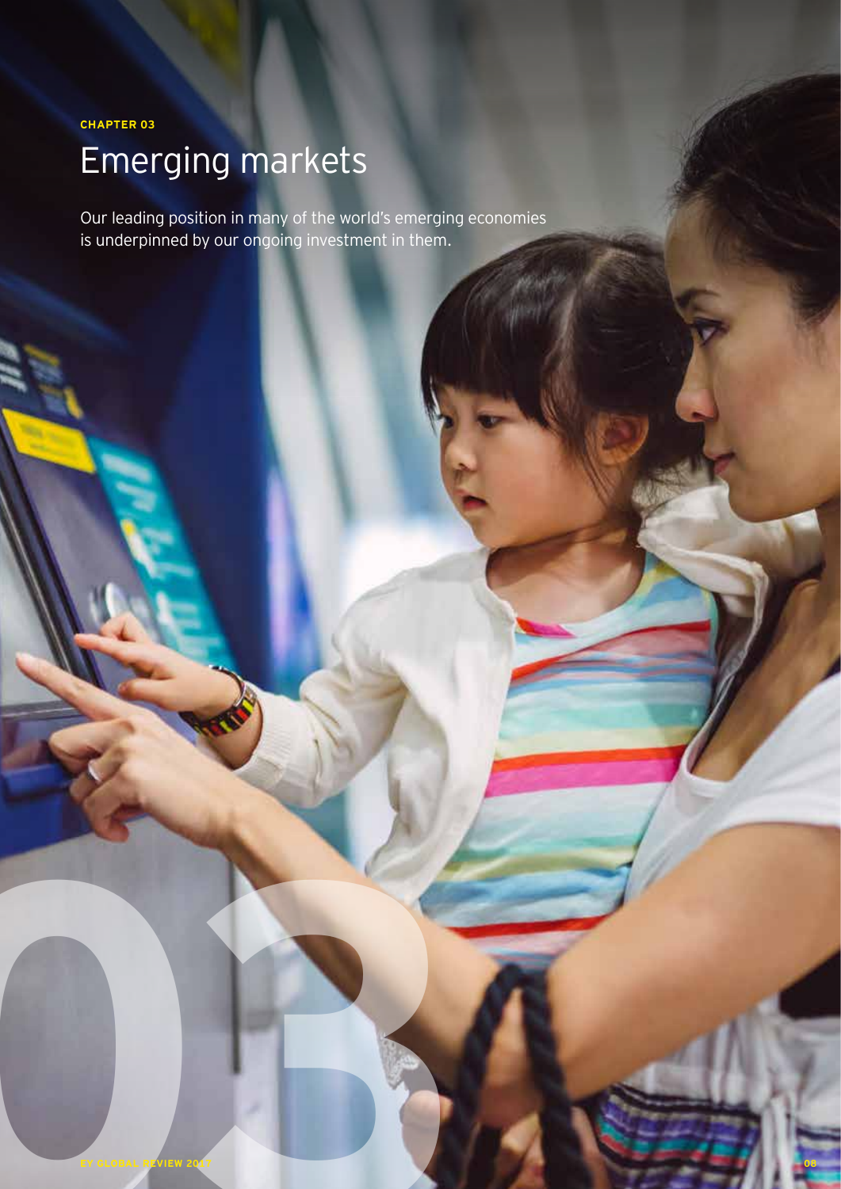CHAPTER 03

# Emerging markets

Our leading position in many of the world's emerging economies is underpinned by our ongoing investment in them.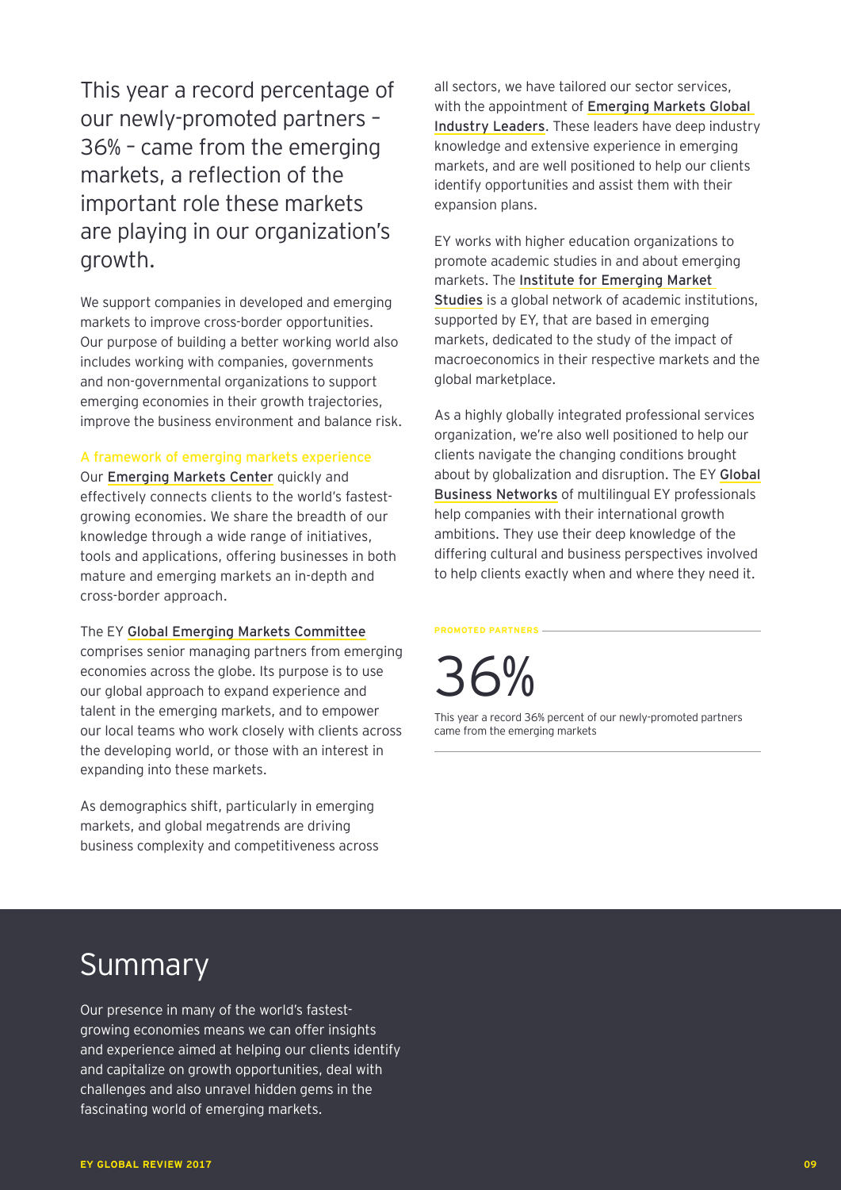This year a record percentage of our newly-promoted partners – 36% – came from the emerging markets, a reflection of the important role these markets are playing in our organization's growth.

We support companies in developed and emerging markets to improve cross-border opportunities. Our purpose of building a better working world also includes working with companies, governments and non-governmental organizations to support emerging economies in their growth trajectories, improve the business environment and balance risk.

### A framework of emerging markets experience

Our **Emerging Markets Center** quickly and effectively connects clients to the world's fastest-growing economies. We share the breadth of our knowledge through a wide range of initiatives, tools and applications, offering businesses in both mature and emerging markets an in-depth and cross-border approach.

The EY **Global Emerging Markets Committee** comprises senior managing partners from emerging economies across the globe. Its purpose is to use our global approach to expand experience and talent in the emerging markets, and to empower our local teams who work closely with clients across the developing world, or those with an interest in expanding into these markets.

As demographics shift, particularly in emerging markets, and global megatrends are driving business complexity and competitiveness across all sectors, we have tailored our sector services, with the appointment of **Emerging Markets Global Industry Leaders**. These leaders have deep industry knowledge and extensive experience in emerging markets, and are well positioned to help our clients identify opportunities and assist them with their expansion plans.

EY works with higher education organizations to promote academic studies in and about emerging markets. The **Institute for Emerging Market Studies** is a global network of academic institutions, supported by EY, that are based in emerging markets, dedicated to the study of the impact of macroeconomics in their respective markets and the global marketplace.

As a highly globally integrated professional services organization, we're also well positioned to help our clients navigate the changing conditions brought about by globalization and disruption. The EY **Global Business Networks** of multilingual EY professionals help companies with their international growth ambitions. They use their deep knowledge of the differing cultural and business perspectives involved to help clients exactly when and where they need it.

**PROMOTED PARTNERS**

36%

This year a record 36% percent of our newly-promoted partners came from the emerging markets

## Summary

Our presence in many of the world's fastest-growing economies means we can offer insights and experience aimed at helping our clients identify and capitalize on growth opportunities, deal with challenges and also unravel hidden gems in the fascinating world of emerging markets.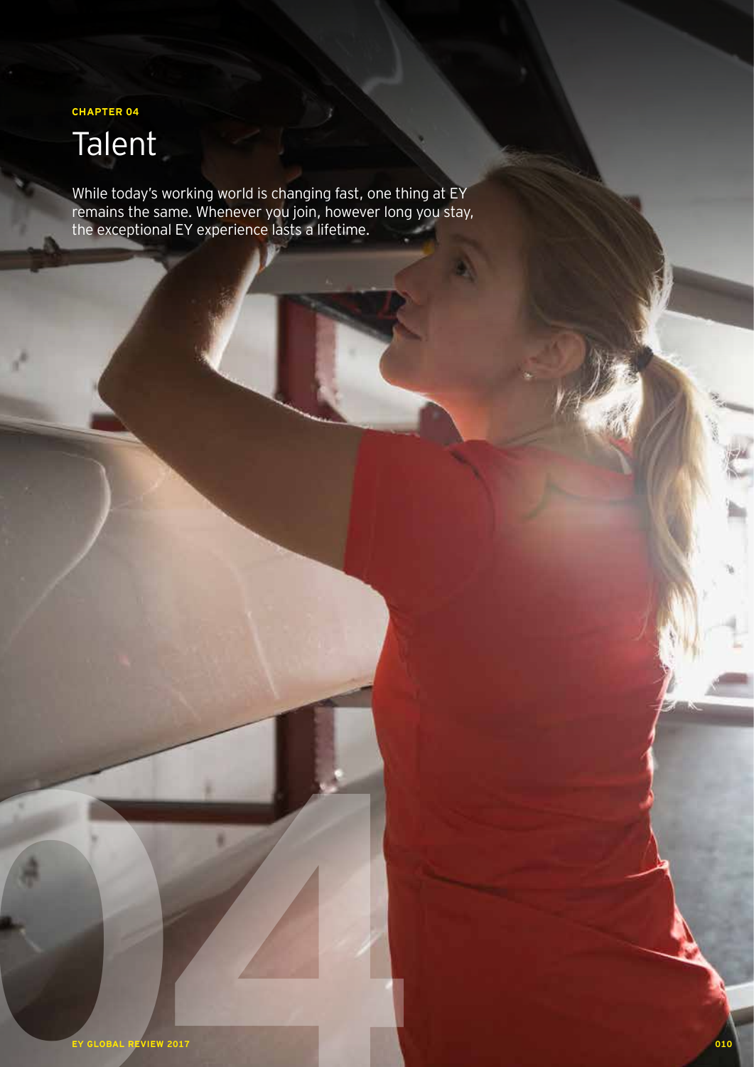CHAPTER 04

# Talent

While today's working world is changing fast, one thing at EY remains the same. Whenever you join, however long you stay, the exceptional EY experience lasts a lifetime.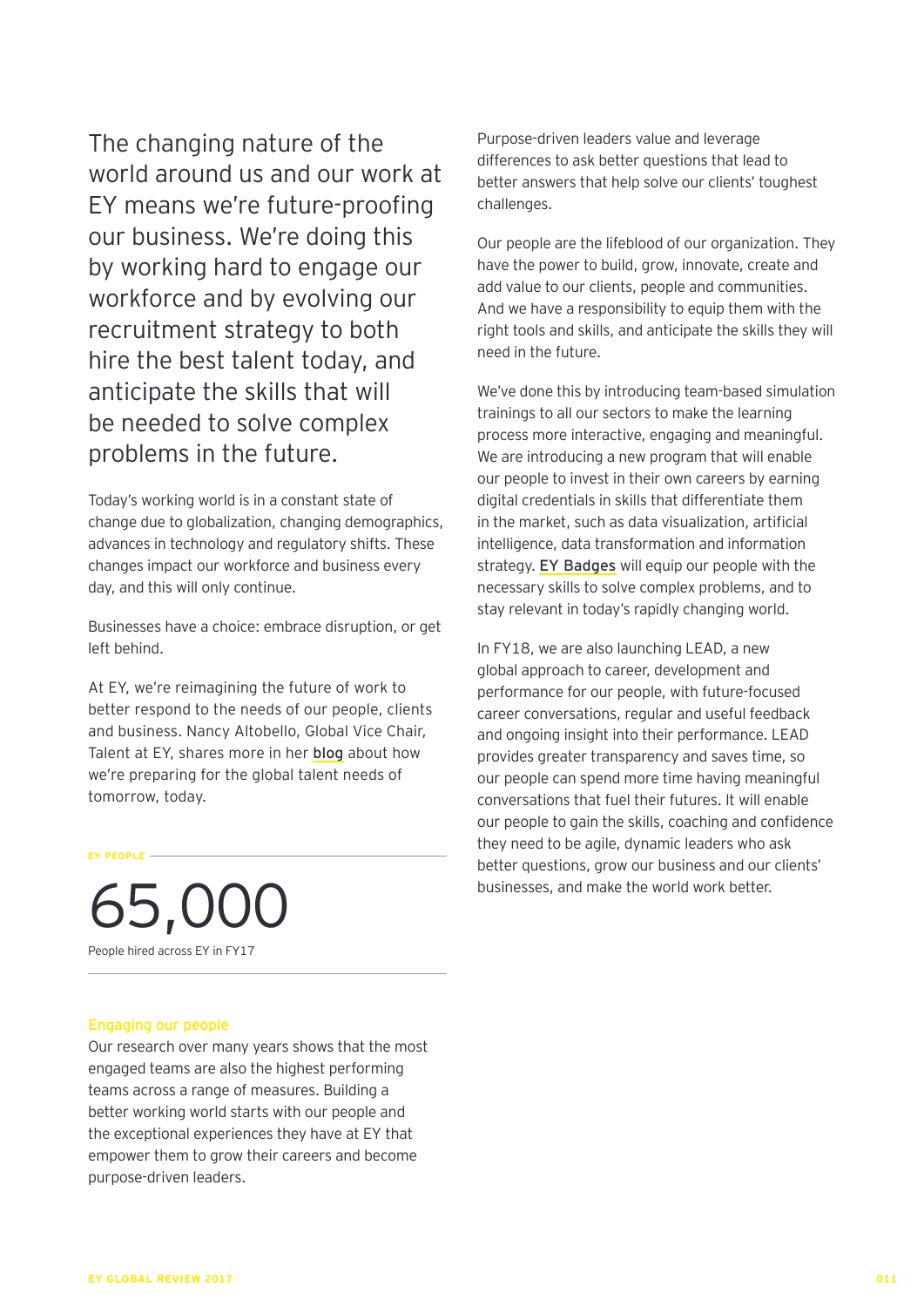The changing nature of the world around us and our work at EY means we're future-proofing our business. We're doing this by working hard to engage our workforce and by evolving our recruitment strategy to both hire the best talent today, and anticipate the skills that will be needed to solve complex problems in the future.

Today's working world is in a constant state of change due to globalization, changing demographics, advances in technology and regulatory shifts. These changes impact our workforce and business every day, and this will only continue.

Businesses have a choice: embrace disruption, or get left behind.

At EY, we're reimagining the future of work to better respond to the needs of our people, clients and business. Nancy Altobello, Global Vice Chair, Talent at EY, shares more in her **blog** about how we're preparing for the global talent needs of tomorrow, today.

EY PEOPLE

# 65,000

People hired across EY in FY17

### Engaging our people

Our research over many years shows that the most engaged teams are also the highest performing teams across a range of measures. Building a better working world starts with our people and the exceptional experiences they have at EY that empower them to grow their careers and become purpose-driven leaders.

Purpose-driven leaders value and leverage differences to ask better questions that lead to better answers that help solve our clients' toughest challenges.

Our people are the lifeblood of our organization. They have the power to build, grow, innovate, create and add value to our clients, people and communities. And we have a responsibility to equip them with the right tools and skills, and anticipate the skills they will need in the future.

We've done this by introducing team-based simulation trainings to all our sectors to make the learning process more interactive, engaging and meaningful. We are introducing a new program that will enable our people to invest in their own careers by earning digital credentials in skills that differentiate them in the market, such as data visualization, artificial intelligence, data transformation and information strategy. **EY Badges** will equip our people with the necessary skills to solve complex problems, and to stay relevant in today's rapidly changing world.

In FY18, we are also launching LEAD, a new global approach to career, development and performance for our people, with future-focused career conversations, regular and useful feedback and ongoing insight into their performance. LEAD provides greater transparency and saves time, so our people can spend more time having meaningful conversations that fuel their futures. It will enable our people to gain the skills, coaching and confidence they need to be agile, dynamic leaders who ask better questions, grow our business and our clients' businesses, and make the world work better.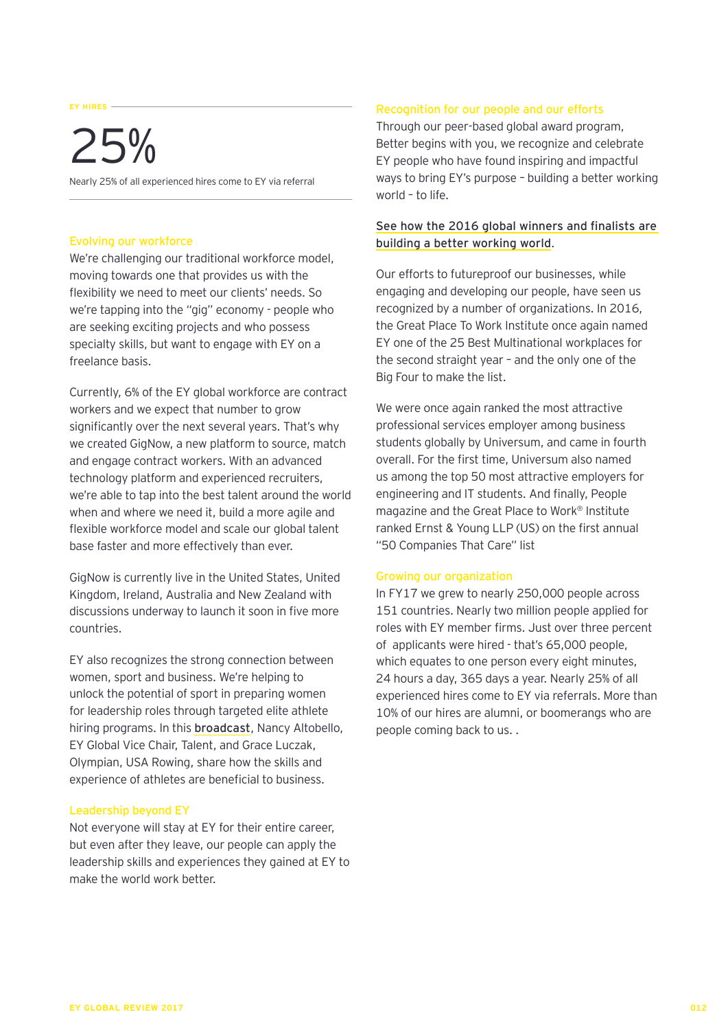EY HIRES

# 25%

Nearly 25% of all experienced hires come to EY via referral

## Evolving our workforce

We're challenging our traditional workforce model, moving towards one that provides us with the flexibility we need to meet our clients' needs. So we're tapping into the "gig" economy - people who are seeking exciting projects and who possess specialty skills, but want to engage with EY on a freelance basis.

Currently, 6% of the EY global workforce are contract workers and we expect that number to grow significantly over the next several years. That's why we created GigNow, a new platform to source, match and engage contract workers. With an advanced technology platform and experienced recruiters, we're able to tap into the best talent around the world when and where we need it, build a more agile and flexible workforce model and scale our global talent base faster and more effectively than ever.

GigNow is currently live in the United States, United Kingdom, Ireland, Australia and New Zealand with discussions underway to launch it soon in five more countries.

EY also recognizes the strong connection between women, sport and business. We're helping to unlock the potential of sport in preparing women for leadership roles through targeted elite athlete hiring programs. In this **broadcast**, Nancy Altobello, EY Global Vice Chair, Talent, and Grace Luczak, Olympian, USA Rowing, share how the skills and experience of athletes are beneficial to business.

## Leadership beyond EY

Not everyone will stay at EY for their entire career, but even after they leave, our people can apply the leadership skills and experiences they gained at EY to make the world work better.

## Recognition for our people and our efforts

Through our peer-based global award program, Better begins with you, we recognize and celebrate EY people who have found inspiring and impactful ways to bring EY's purpose – building a better working world – to life.

See how the 2016 global winners and finalists are building a better working world.

Our efforts to futureproof our businesses, while engaging and developing our people, have seen us recognized by a number of organizations. In 2016, the Great Place To Work Institute once again named EY one of the 25 Best Multinational workplaces for the second straight year – and the only one of the Big Four to make the list.

We were once again ranked the most attractive professional services employer among business students globally by Universum, and came in fourth overall. For the first time, Universum also named us among the top 50 most attractive employers for engineering and IT students. And finally, People magazine and the Great Place to Work® Institute ranked Ernst & Young LLP (US) on the first annual "50 Companies That Care" list

## Growing our organization

In FY17 we grew to nearly 250,000 people across 151 countries. Nearly two million people applied for roles with EY member firms. Just over three percent of applicants were hired - that's 65,000 people, which equates to one person every eight minutes, 24 hours a day, 365 days a year. Nearly 25% of all experienced hires come to EY via referrals. More than 10% of our hires are alumni, or boomerangs who are people coming back to us. .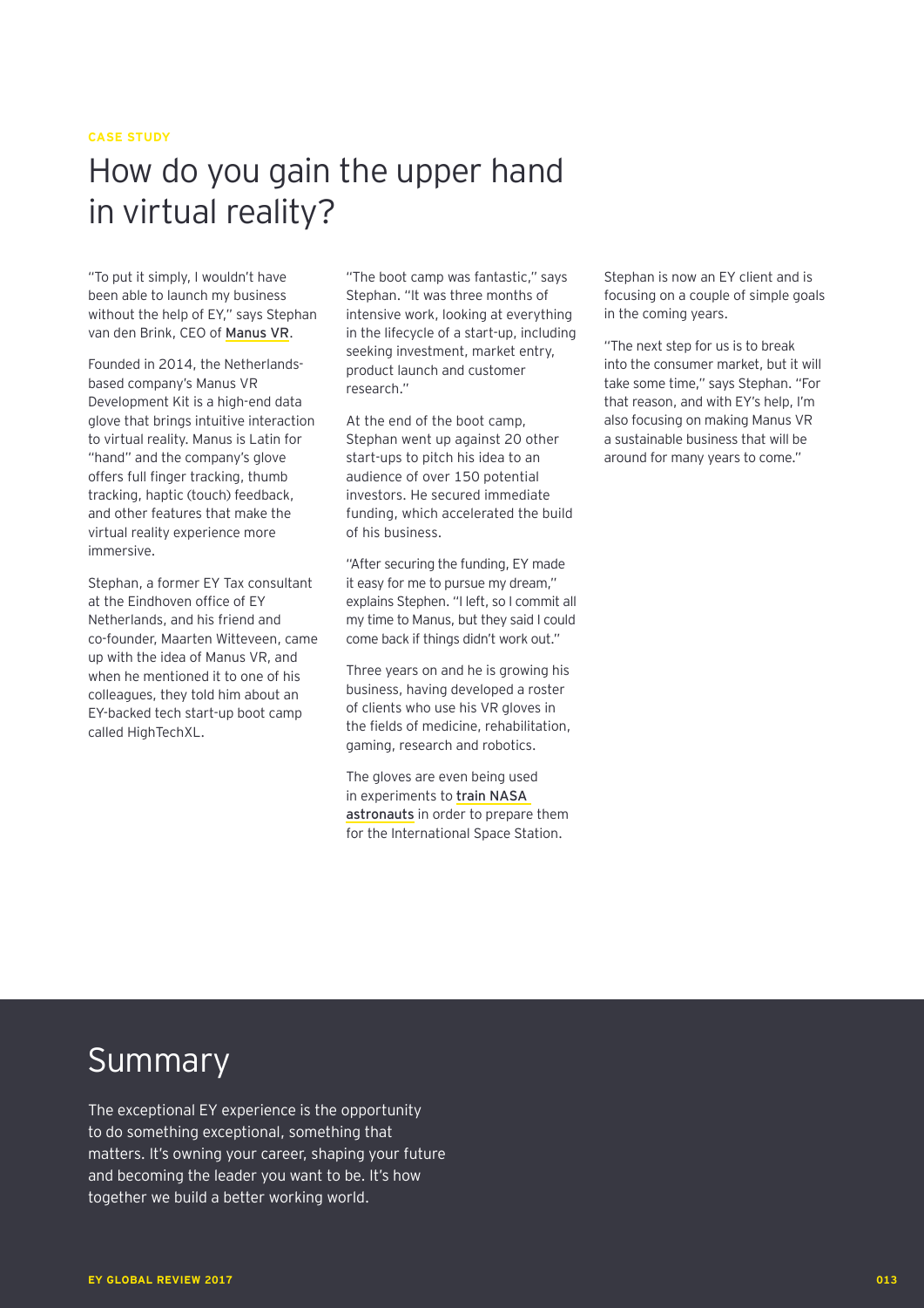CASE STUDY

# How do you gain the upper hand in virtual reality?

"To put it simply, I wouldn't have been able to launch my business without the help of EY," says Stephan van den Brink, CEO of Manus VR.

Founded in 2014, the Netherlands-based company's Manus VR Development Kit is a high-end data glove that brings intuitive interaction to virtual reality. Manus is Latin for "hand" and the company's glove offers full finger tracking, thumb tracking, haptic (touch) feedback, and other features that make the virtual reality experience more immersive.

Stephan, a former EY Tax consultant at the Eindhoven office of EY Netherlands, and his friend and co-founder, Maarten Witteveen, came up with the idea of Manus VR, and when he mentioned it to one of his colleagues, they told him about an EY-backed tech start-up boot camp called HighTechXL.

"The boot camp was fantastic," says Stephan. "It was three months of intensive work, looking at everything in the lifecycle of a start-up, including seeking investment, market entry, product launch and customer research."

At the end of the boot camp, Stephan went up against 20 other start-ups to pitch his idea to an audience of over 150 potential investors. He secured immediate funding, which accelerated the build of his business.

"After securing the funding, EY made it easy for me to pursue my dream," explains Stephen. "I left, so I commit all my time to Manus, but they said I could come back if things didn't work out."

Three years on and he is growing his business, having developed a roster of clients who use his VR gloves in the fields of medicine, rehabilitation, gaming, research and robotics.

The gloves are even being used in experiments to train NASA astronauts in order to prepare them for the International Space Station.

Stephan is now an EY client and is focusing on a couple of simple goals in the coming years.

"The next step for us is to break into the consumer market, but it will take some time," says Stephan. "For that reason, and with EY's help, I'm also focusing on making Manus VR a sustainable business that will be around for many years to come."

## Summary

The exceptional EY experience is the opportunity to do something exceptional, something that matters. It's owning your career, shaping your future and becoming the leader you want to be. It's how together we build a better working world.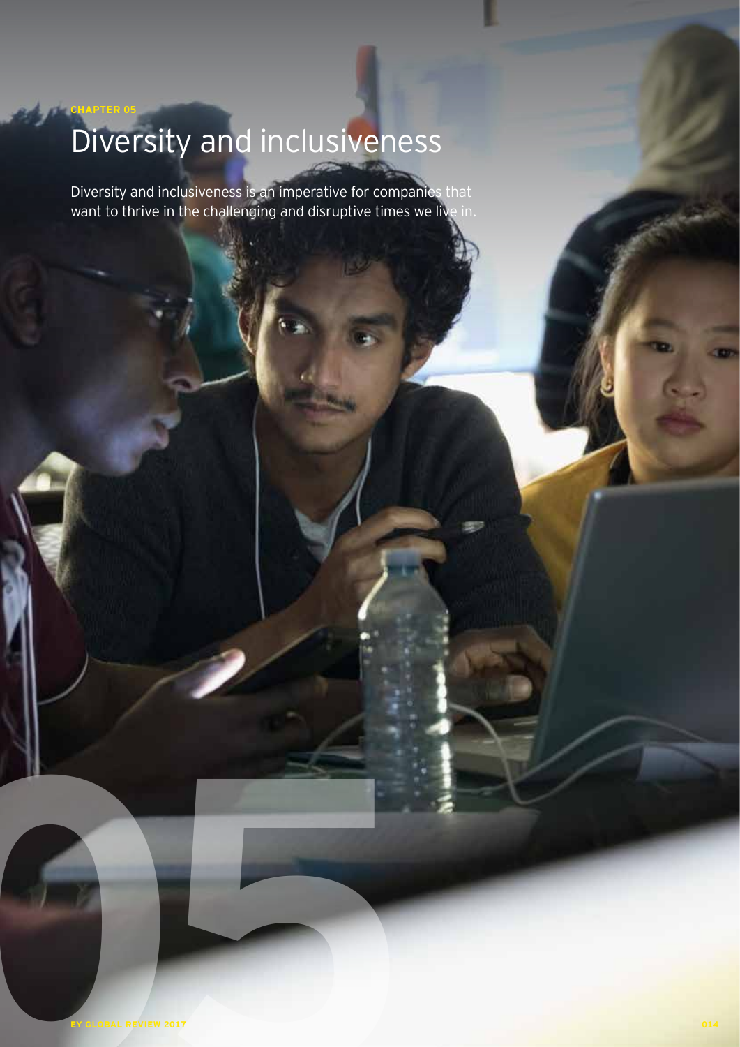CHAPTER 05

# Diversity and inclusiveness

Diversity and inclusiveness is an imperative for companies that want to thrive in the challenging and disruptive times we live in.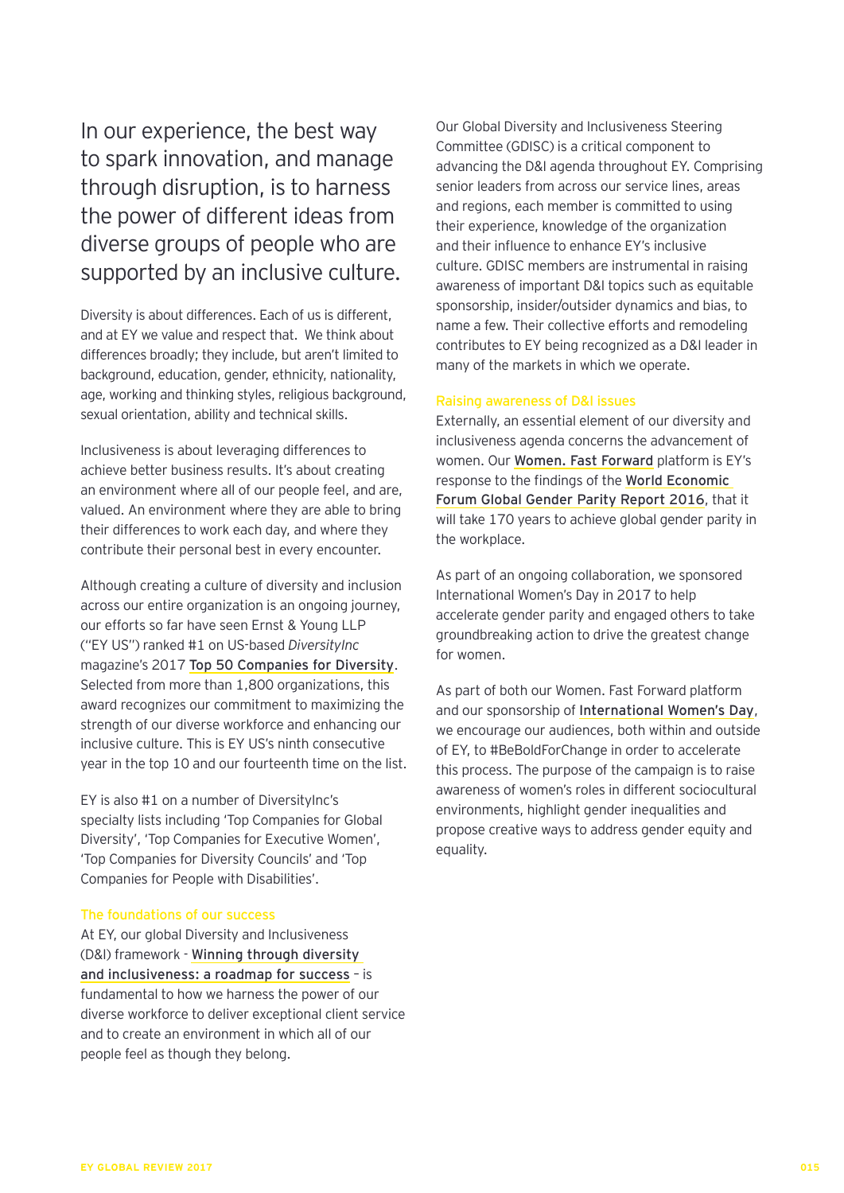## In our experience, the best way to spark innovation, and manage through disruption, is to harness the power of different ideas from diverse groups of people who are supported by an inclusive culture.

Diversity is about differences. Each of us is different, and at EY we value and respect that. We think about differences broadly; they include, but aren't limited to background, education, gender, ethnicity, nationality, age, working and thinking styles, religious background, sexual orientation, ability and technical skills.

Inclusiveness is about leveraging differences to achieve better business results. It's about creating an environment where all of our people feel, and are, valued. An environment where they are able to bring their differences to work each day, and where they contribute their personal best in every encounter.

Although creating a culture of diversity and inclusion across our entire organization is an ongoing journey, our efforts so far have seen Ernst & Young LLP ("EY US") ranked #1 on US-based *DiversityInc* magazine's 2017 **Top 50 Companies for Diversity**. Selected from more than 1,800 organizations, this award recognizes our commitment to maximizing the strength of our diverse workforce and enhancing our inclusive culture. This is EY US's ninth consecutive year in the top 10 and our fourteenth time on the list.

EY is also #1 on a number of DiversityInc's specialty lists including 'Top Companies for Global Diversity', 'Top Companies for Executive Women', 'Top Companies for Diversity Councils' and 'Top Companies for People with Disabilities'.

### The foundations of our success

At EY, our global Diversity and Inclusiveness (D&I) framework - **Winning through diversity and inclusiveness: a roadmap for success** – is fundamental to how we harness the power of our diverse workforce to deliver exceptional client service and to create an environment in which all of our people feel as though they belong.

Our Global Diversity and Inclusiveness Steering Committee (GDISC) is a critical component to advancing the D&I agenda throughout EY. Comprising senior leaders from across our service lines, areas and regions, each member is committed to using their experience, knowledge of the organization and their influence to enhance EY's inclusive culture. GDISC members are instrumental in raising awareness of important D&I topics such as equitable sponsorship, insider/outsider dynamics and bias, to name a few. Their collective efforts and remodeling contributes to EY being recognized as a D&I leader in many of the markets in which we operate.

### Raising awareness of D&I issues

Externally, an essential element of our diversity and inclusiveness agenda concerns the advancement of women. Our **Women. Fast Forward** platform is EY's response to the findings of the **World Economic Forum Global Gender Parity Report 2016**, that it will take 170 years to achieve global gender parity in the workplace.

As part of an ongoing collaboration, we sponsored International Women's Day in 2017 to help accelerate gender parity and engaged others to take groundbreaking action to drive the greatest change for women.

As part of both our Women. Fast Forward platform and our sponsorship of **International Women's Day**, we encourage our audiences, both within and outside of EY, to #BeBoldForChange in order to accelerate this process. The purpose of the campaign is to raise awareness of women's roles in different sociocultural environments, highlight gender inequalities and propose creative ways to address gender equity and equality.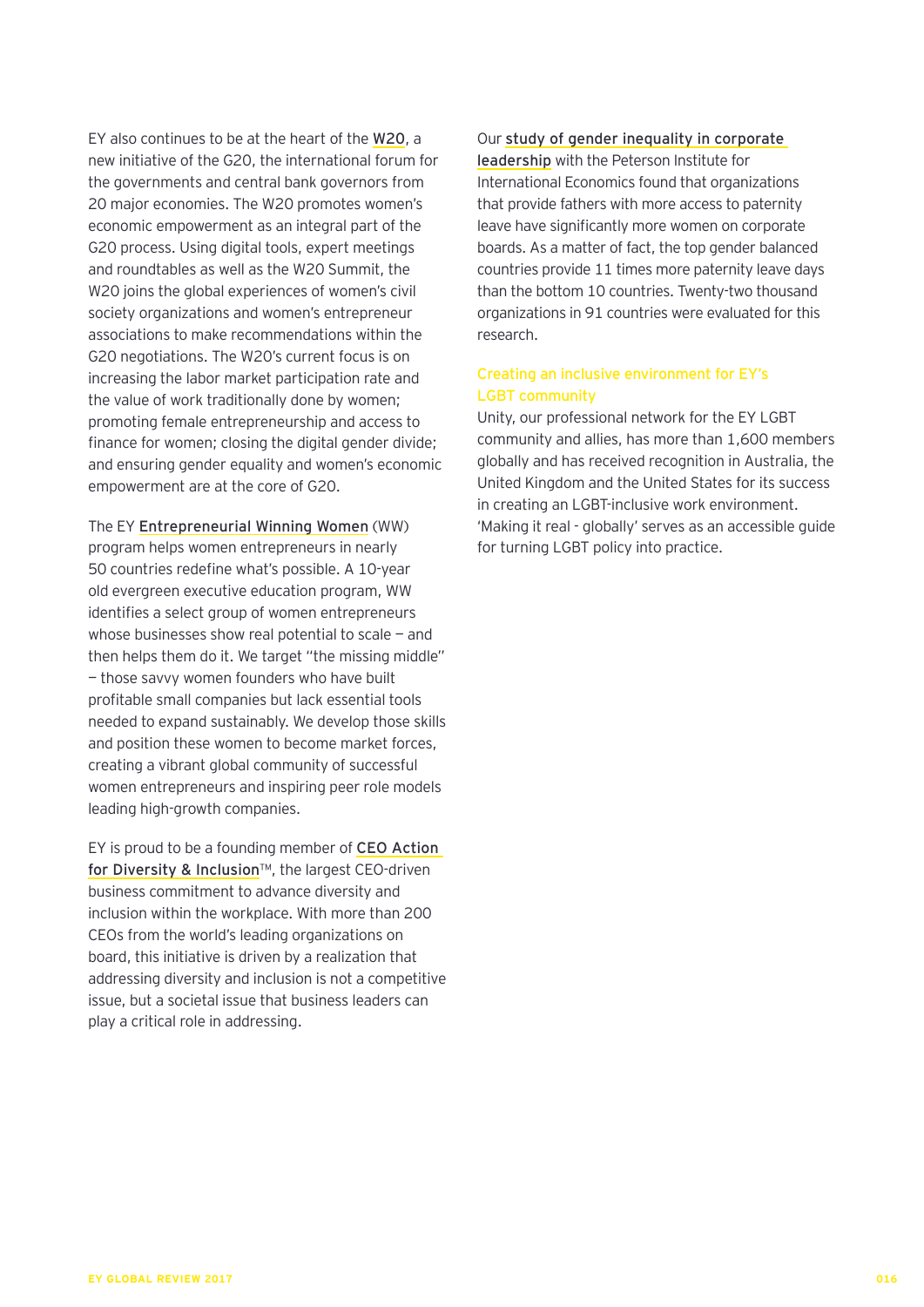EY also continues to be at the heart of the W20, a new initiative of the G20, the international forum for the governments and central bank governors from 20 major economies. The W20 promotes women's economic empowerment as an integral part of the G20 process. Using digital tools, expert meetings and roundtables as well as the W20 Summit, the W20 joins the global experiences of women's civil society organizations and women's entrepreneur associations to make recommendations within the G20 negotiations. The W20's current focus is on increasing the labor market participation rate and the value of work traditionally done by women; promoting female entrepreneurship and access to finance for women; closing the digital gender divide; and ensuring gender equality and women's economic empowerment are at the core of G20.

The EY Entrepreneurial Winning Women (WW) program helps women entrepreneurs in nearly 50 countries redefine what's possible. A 10-year old evergreen executive education program, WW identifies a select group of women entrepreneurs whose businesses show real potential to scale — and then helps them do it. We target "the missing middle" — those savvy women founders who have built profitable small companies but lack essential tools needed to expand sustainably. We develop those skills and position these women to become market forces, creating a vibrant global community of successful women entrepreneurs and inspiring peer role models leading high-growth companies.

EY is proud to be a founding member of CEO Action for Diversity & Inclusion™, the largest CEO-driven business commitment to advance diversity and inclusion within the workplace. With more than 200 CEOs from the world's leading organizations on board, this initiative is driven by a realization that addressing diversity and inclusion is not a competitive issue, but a societal issue that business leaders can play a critical role in addressing.

Our study of gender inequality in corporate leadership with the Peterson Institute for International Economics found that organizations that provide fathers with more access to paternity leave have significantly more women on corporate boards. As a matter of fact, the top gender balanced countries provide 11 times more paternity leave days than the bottom 10 countries. Twenty-two thousand organizations in 91 countries were evaluated for this research.

### Creating an inclusive environment for EY's LGBT community

Unity, our professional network for the EY LGBT community and allies, has more than 1,600 members globally and has received recognition in Australia, the United Kingdom and the United States for its success in creating an LGBT-inclusive work environment. 'Making it real - globally' serves as an accessible guide for turning LGBT policy into practice.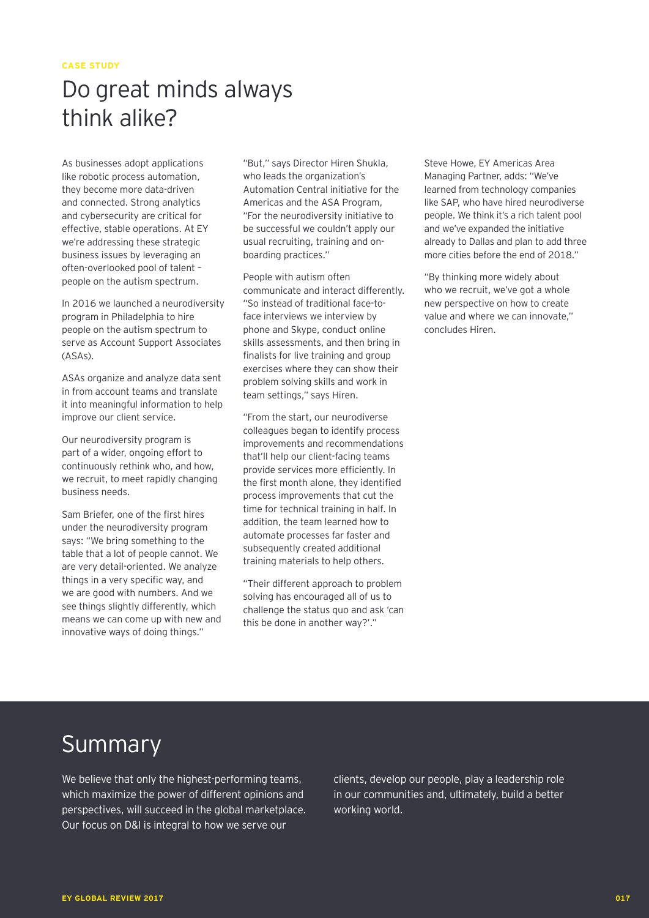CASE STUDY

# Do great minds always think alike?

As businesses adopt applications like robotic process automation, they become more data-driven and connected. Strong analytics and cybersecurity are critical for effective, stable operations. At EY we're addressing these strategic business issues by leveraging an often-overlooked pool of talent – people on the autism spectrum.

In 2016 we launched a neurodiversity program in Philadelphia to hire people on the autism spectrum to serve as Account Support Associates (ASAs).

ASAs organize and analyze data sent in from account teams and translate it into meaningful information to help improve our client service.

Our neurodiversity program is part of a wider, ongoing effort to continuously rethink who, and how, we recruit, to meet rapidly changing business needs.

Sam Briefer, one of the first hires under the neurodiversity program says: "We bring something to the table that a lot of people cannot. We are very detail-oriented. We analyze things in a very specific way, and we are good with numbers. And we see things slightly differently, which means we can come up with new and innovative ways of doing things."

"But," says Director Hiren Shukla, who leads the organization's Automation Central initiative for the Americas and the ASA Program, "For the neurodiversity initiative to be successful we couldn't apply our usual recruiting, training and on-boarding practices."

People with autism often communicate and interact differently. "So instead of traditional face-to-face interviews we interview by phone and Skype, conduct online skills assessments, and then bring in finalists for live training and group exercises where they can show their problem solving skills and work in team settings," says Hiren.

"From the start, our neurodiverse colleagues began to identify process improvements and recommendations that'll help our client-facing teams provide services more efficiently. In the first month alone, they identified process improvements that cut the time for technical training in half. In addition, the team learned how to automate processes far faster and subsequently created additional training materials to help others.

"Their different approach to problem solving has encouraged all of us to challenge the status quo and ask 'can this be done in another way?'."

Steve Howe, EY Americas Area Managing Partner, adds: "We've learned from technology companies like SAP, who have hired neurodiverse people. We think it's a rich talent pool and we've expanded the initiative already to Dallas and plan to add three more cities before the end of 2018."

"By thinking more widely about who we recruit, we've got a whole new perspective on how to create value and where we can innovate," concludes Hiren.

# Summary

We believe that only the highest-performing teams, which maximize the power of different opinions and perspectives, will succeed in the global marketplace. Our focus on D&I is integral to how we serve our clients, develop our people, play a leadership role in our communities and, ultimately, build a better working world.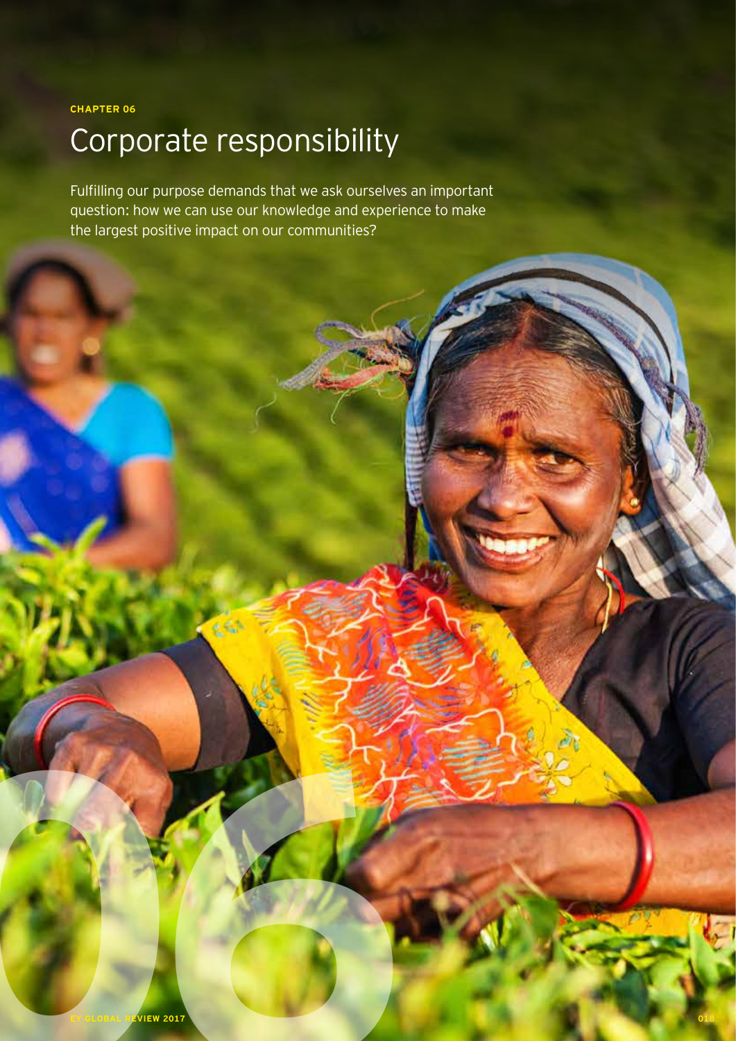**CHAPTER 06**

# Corporate responsibility

Fulfilling our purpose demands that we ask ourselves an important question: how we can use our knowledge and experience to make the largest positive impact on our communities?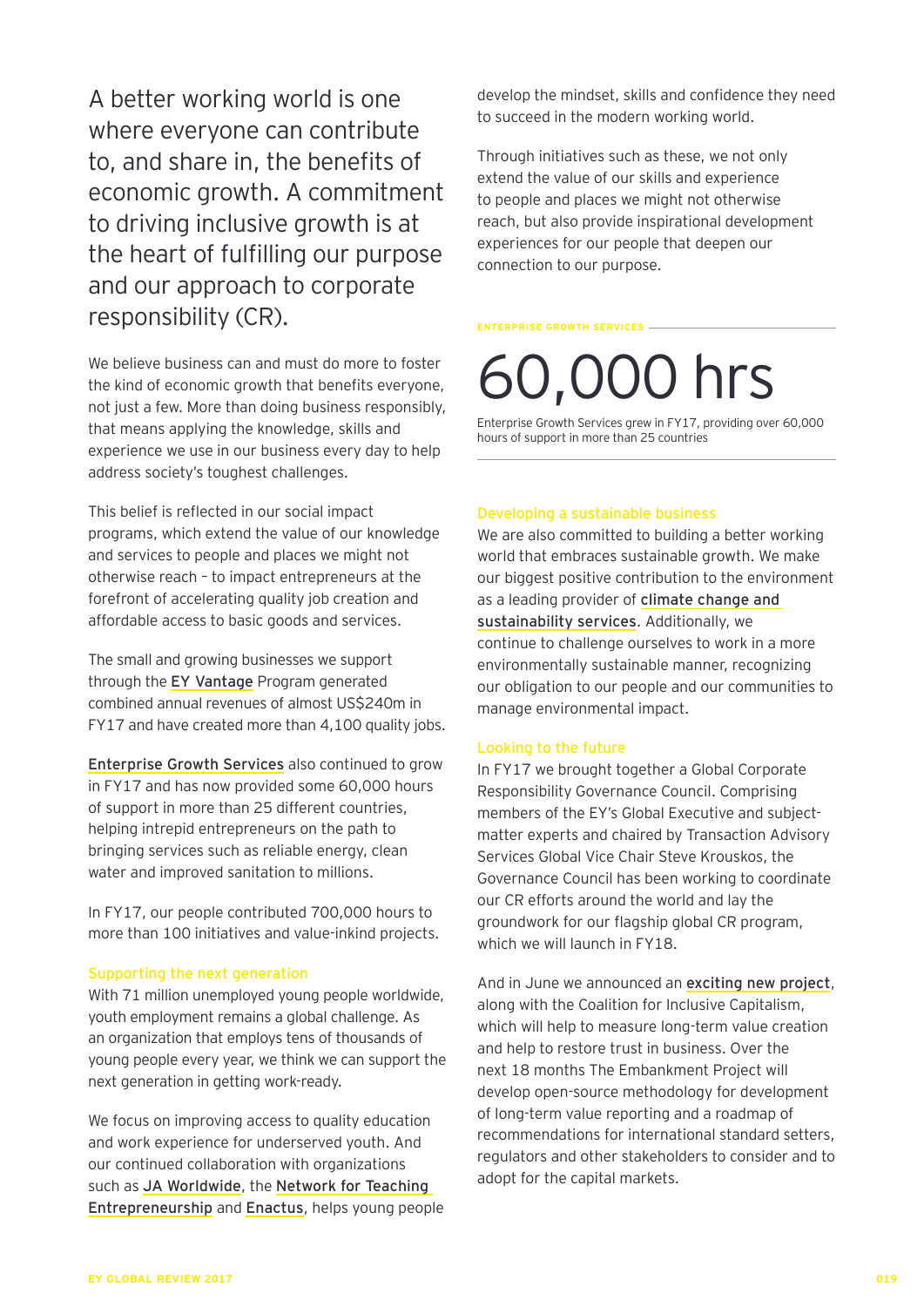A better working world is one where everyone can contribute to, and share in, the benefits of economic growth. A commitment to driving inclusive growth is at the heart of fulfilling our purpose and our approach to corporate responsibility (CR).

We believe business can and must do more to foster the kind of economic growth that benefits everyone, not just a few. More than doing business responsibly, that means applying the knowledge, skills and experience we use in our business every day to help address society's toughest challenges.

This belief is reflected in our social impact programs, which extend the value of our knowledge and services to people and places we might not otherwise reach – to impact entrepreneurs at the forefront of accelerating quality job creation and affordable access to basic goods and services.

The small and growing businesses we support through the EY Vantage Program generated combined annual revenues of almost US$240m in FY17 and have created more than 4,100 quality jobs.

Enterprise Growth Services also continued to grow in FY17 and has now provided some 60,000 hours of support in more than 25 different countries, helping intrepid entrepreneurs on the path to bringing services such as reliable energy, clean water and improved sanitation to millions.

In FY17, our people contributed 700,000 hours to more than 100 initiatives and value-inkind projects.

### Supporting the next generation

With 71 million unemployed young people worldwide, youth employment remains a global challenge. As an organization that employs tens of thousands of young people every year, we think we can support the next generation in getting work-ready.

We focus on improving access to quality education and work experience for underserved youth. And our continued collaboration with organizations such as JA Worldwide, the Network for Teaching Entrepreneurship and Enactus, helps young people develop the mindset, skills and confidence they need to succeed in the modern working world.

Through initiatives such as these, we not only extend the value of our skills and experience to people and places we might not otherwise reach, but also provide inspirational development experiences for our people that deepen our connection to our purpose.

ENTERPRISE GROWTH SERVICES

**60,000 hrs**

Enterprise Growth Services grew in FY17, providing over 60,000 hours of support in more than 25 countries

### Developing a sustainable business

We are also committed to building a better working world that embraces sustainable growth. We make our biggest positive contribution to the environment as a leading provider of climate change and sustainability services. Additionally, we continue to challenge ourselves to work in a more environmentally sustainable manner, recognizing our obligation to our people and our communities to manage environmental impact.

### Looking to the future

In FY17 we brought together a Global Corporate Responsibility Governance Council. Comprising members of the EY's Global Executive and subject-matter experts and chaired by Transaction Advisory Services Global Vice Chair Steve Krouskos, the Governance Council has been working to coordinate our CR efforts around the world and lay the groundwork for our flagship global CR program, which we will launch in FY18.

And in June we announced an exciting new project, along with the Coalition for Inclusive Capitalism, which will help to measure long-term value creation and help to restore trust in business. Over the next 18 months The Embankment Project will develop open-source methodology for development of long-term value reporting and a roadmap of recommendations for international standard setters, regulators and other stakeholders to consider and to adopt for the capital markets.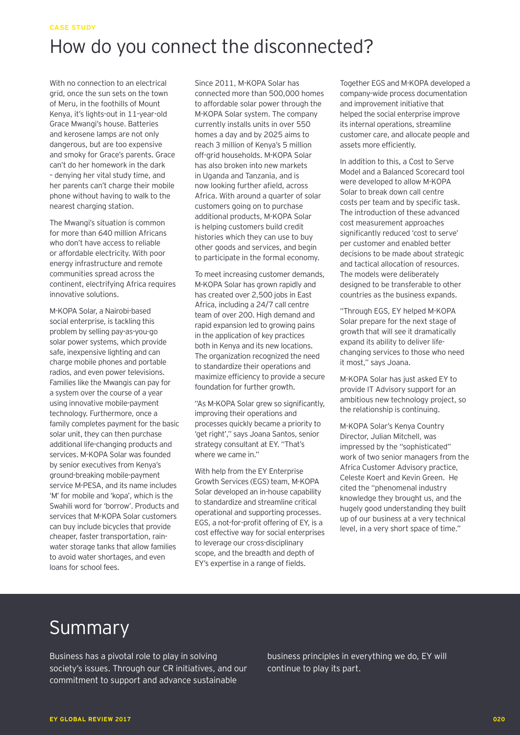CASE STUDY

# How do you connect the disconnected?

With no connection to an electrical grid, once the sun sets on the town of Meru, in the foothills of Mount Kenya, it's lights-out in 11-year-old Grace Mwangi's house. Batteries and kerosene lamps are not only dangerous, but are too expensive and smoky for Grace's parents. Grace can't do her homework in the dark – denying her vital study time, and her parents can't charge their mobile phone without having to walk to the nearest charging station.

The Mwangi's situation is common for more than 640 million Africans who don't have access to reliable or affordable electricity. With poor energy infrastructure and remote communities spread across the continent, electrifying Africa requires innovative solutions.

M-KOPA Solar, a Nairobi-based social enterprise, is tackling this problem by selling pay-as-you-go solar power systems, which provide safe, inexpensive lighting and can charge mobile phones and portable radios, and even power televisions. Families like the Mwangis can pay for a system over the course of a year using innovative mobile-payment technology. Furthermore, once a family completes payment for the basic solar unit, they can then purchase additional life-changing products and services. M-KOPA Solar was founded by senior executives from Kenya's ground-breaking mobile-payment service M-PESA, and its name includes 'M' for mobile and 'kopa', which is the Swahili word for 'borrow'. Products and services that M-KOPA Solar customers can buy include bicycles that provide cheaper, faster transportation, rain-water storage tanks that allow families to avoid water shortages, and even loans for school fees.

Since 2011, M-KOPA Solar has connected more than 500,000 homes to affordable solar power through the M-KOPA Solar system. The company currently installs units in over 550 homes a day and by 2025 aims to reach 3 million of Kenya's 5 million off-grid households. M-KOPA Solar has also broken into new markets in Uganda and Tanzania, and is now looking further afield, across Africa. With around a quarter of solar customers going on to purchase additional products, M-KOPA Solar is helping customers build credit histories which they can use to buy other goods and services, and begin to participate in the formal economy.

To meet increasing customer demands, M-KOPA Solar has grown rapidly and has created over 2,500 jobs in East Africa, including a 24/7 call centre team of over 200. High demand and rapid expansion led to growing pains in the application of key practices both in Kenya and its new locations. The organization recognized the need to standardize their operations and maximize efficiency to provide a secure foundation for further growth.

"As M-KOPA Solar grew so significantly, improving their operations and processes quickly became a priority to 'get right'," says Joana Santos, senior strategy consultant at EY. "That's where we came in."

With help from the EY Enterprise Growth Services (EGS) team, M-KOPA Solar developed an in-house capability to standardize and streamline critical operational and supporting processes. EGS, a not-for-profit offering of EY, is a cost effective way for social enterprises to leverage our cross-disciplinary scope, and the breadth and depth of EY's expertise in a range of fields.

Together EGS and M-KOPA developed a company-wide process documentation and improvement initiative that helped the social enterprise improve its internal operations, streamline customer care, and allocate people and assets more efficiently.

In addition to this, a Cost to Serve Model and a Balanced Scorecard tool were developed to allow M-KOPA Solar to break down call centre costs per team and by specific task. The introduction of these advanced cost measurement approaches significantly reduced 'cost to serve' per customer and enabled better decisions to be made about strategic and tactical allocation of resources. The models were deliberately designed to be transferable to other countries as the business expands.

"Through EGS, EY helped M-KOPA Solar prepare for the next stage of growth that will see it dramatically expand its ability to deliver life-changing services to those who need it most," says Joana.

M-KOPA Solar has just asked EY to provide IT Advisory support for an ambitious new technology project, so the relationship is continuing.

M-KOPA Solar's Kenya Country Director, Julian Mitchell, was impressed by the "sophisticated" work of two senior managers from the Africa Customer Advisory practice, Celeste Koert and Kevin Green. He cited the "phenomenal industry knowledge they brought us, and the hugely good understanding they built up of our business at a very technical level, in a very short space of time."

# Summary

Business has a pivotal role to play in solving society's issues. Through our CR initiatives, and our commitment to support and advance sustainable business principles in everything we do, EY will continue to play its part.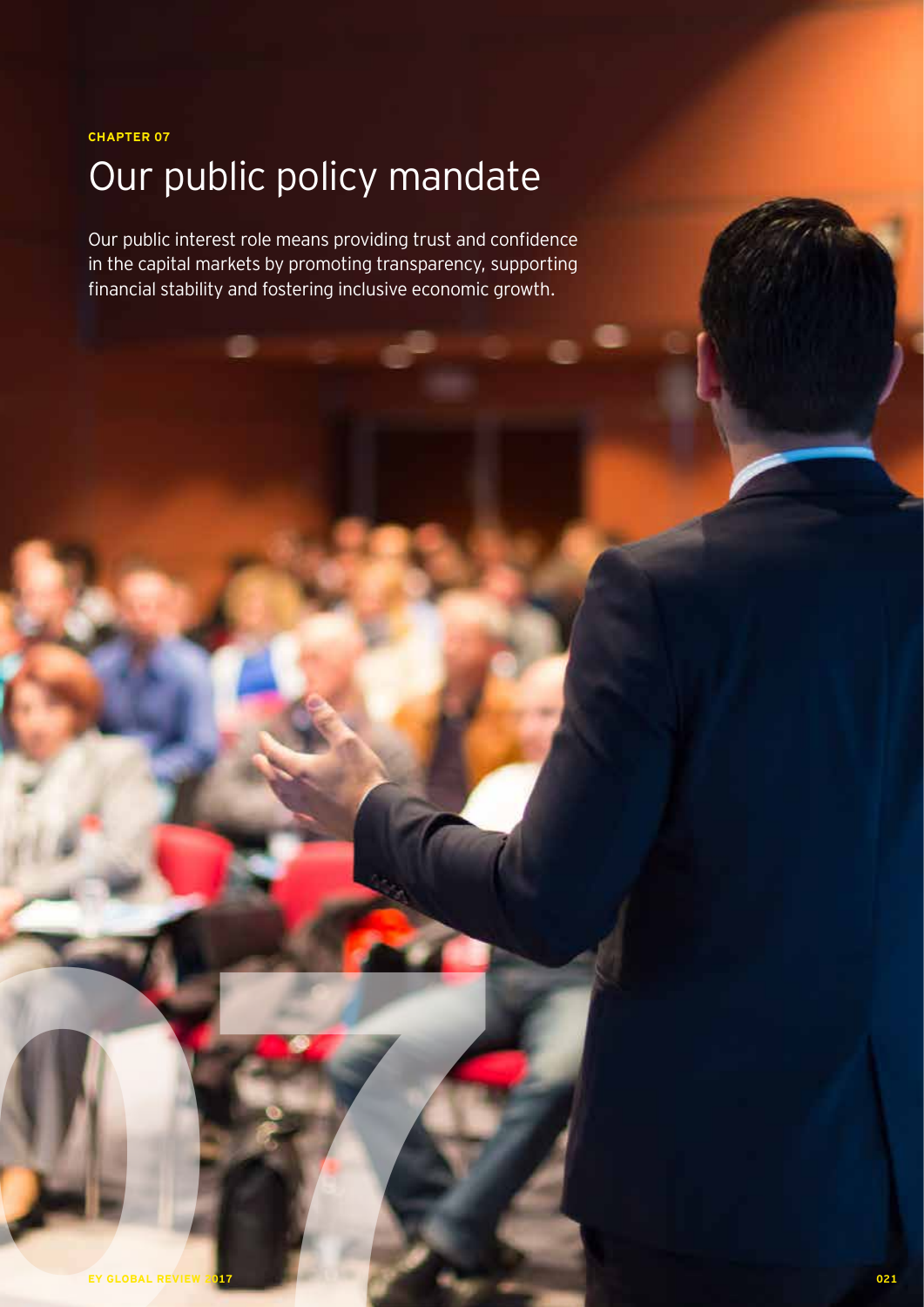**CHAPTER 07**

# Our public policy mandate

Our public interest role means providing trust and confidence in the capital markets by promoting transparency, supporting financial stability and fostering inclusive economic growth.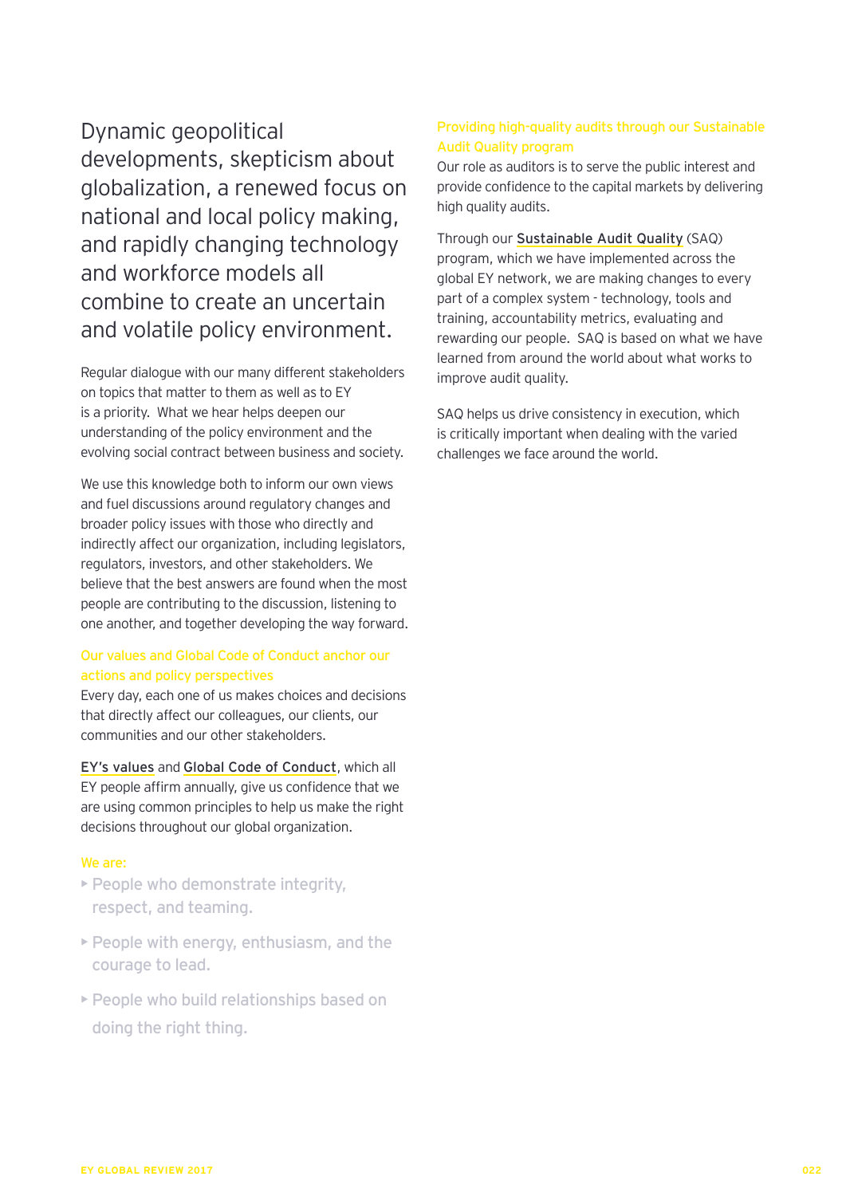Dynamic geopolitical developments, skepticism about globalization, a renewed focus on national and local policy making, and rapidly changing technology and workforce models all combine to create an uncertain and volatile policy environment.

Regular dialogue with our many different stakeholders on topics that matter to them as well as to EY is a priority. What we hear helps deepen our understanding of the policy environment and the evolving social contract between business and society.

We use this knowledge both to inform our own views and fuel discussions around regulatory changes and broader policy issues with those who directly and indirectly affect our organization, including legislators, regulators, investors, and other stakeholders. We believe that the best answers are found when the most people are contributing to the discussion, listening to one another, and together developing the way forward.

### Our values and Global Code of Conduct anchor our actions and policy perspectives

Every day, each one of us makes choices and decisions that directly affect our colleagues, our clients, our communities and our other stakeholders.

EY's values and Global Code of Conduct, which all EY people affirm annually, give us confidence that we are using common principles to help us make the right decisions throughout our global organization.

We are:

- People who demonstrate integrity, respect, and teaming.
- People with energy, enthusiasm, and the courage to lead.
- People who build relationships based on doing the right thing.

### Providing high-quality audits through our Sustainable Audit Quality program

Our role as auditors is to serve the public interest and provide confidence to the capital markets by delivering high quality audits.

Through our Sustainable Audit Quality (SAQ) program, which we have implemented across the global EY network, we are making changes to every part of a complex system - technology, tools and training, accountability metrics, evaluating and rewarding our people. SAQ is based on what we have learned from around the world about what works to improve audit quality.

SAQ helps us drive consistency in execution, which is critically important when dealing with the varied challenges we face around the world.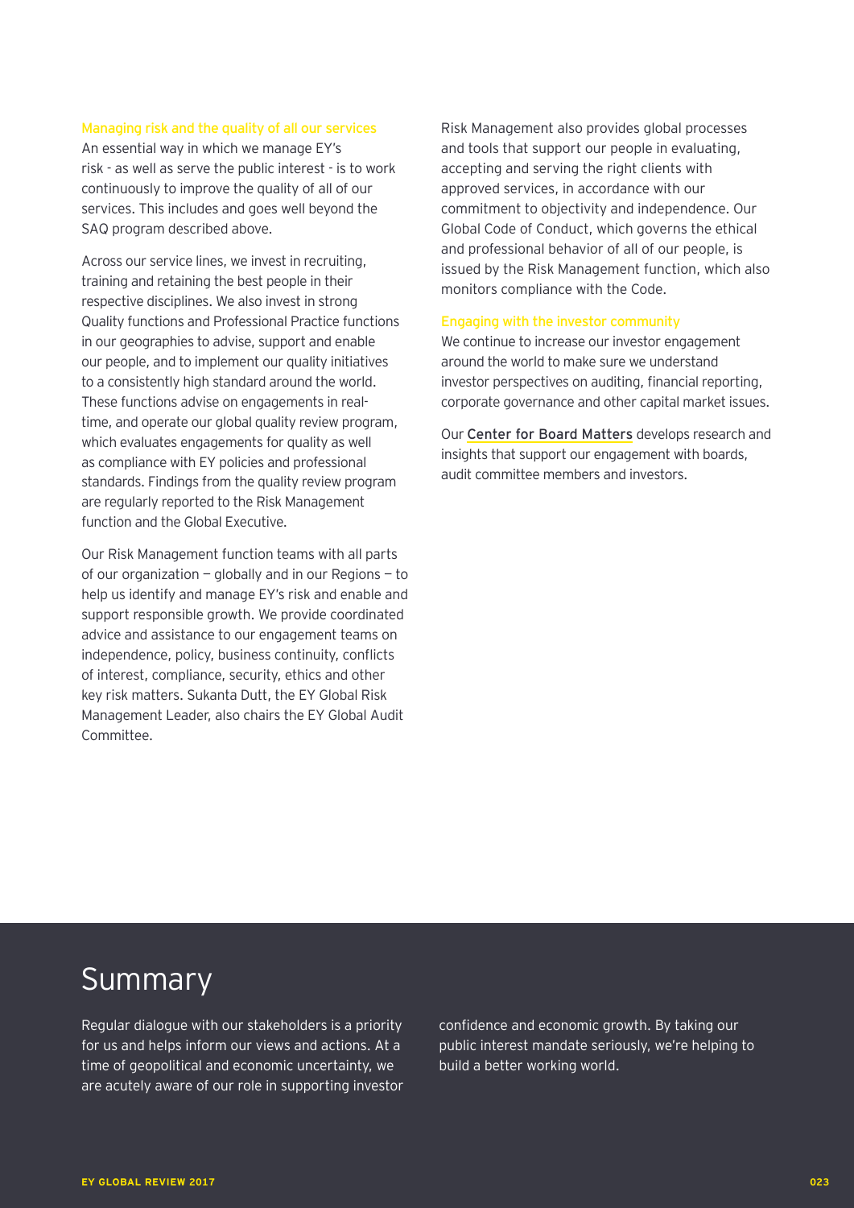### Managing risk and the quality of all our services

An essential way in which we manage EY's risk - as well as serve the public interest - is to work continuously to improve the quality of all of our services. This includes and goes well beyond the SAQ program described above.

Across our service lines, we invest in recruiting, training and retaining the best people in their respective disciplines. We also invest in strong Quality functions and Professional Practice functions in our geographies to advise, support and enable our people, and to implement our quality initiatives to a consistently high standard around the world. These functions advise on engagements in real-time, and operate our global quality review program, which evaluates engagements for quality as well as compliance with EY policies and professional standards. Findings from the quality review program are regularly reported to the Risk Management function and the Global Executive.

Our Risk Management function teams with all parts of our organization — globally and in our Regions — to help us identify and manage EY's risk and enable and support responsible growth. We provide coordinated advice and assistance to our engagement teams on independence, policy, business continuity, conflicts of interest, compliance, security, ethics and other key risk matters. Sukanta Dutt, the EY Global Risk Management Leader, also chairs the EY Global Audit Committee.

Risk Management also provides global processes and tools that support our people in evaluating, accepting and serving the right clients with approved services, in accordance with our commitment to objectivity and independence. Our Global Code of Conduct, which governs the ethical and professional behavior of all of our people, is issued by the Risk Management function, which also monitors compliance with the Code.

### Engaging with the investor community

We continue to increase our investor engagement around the world to make sure we understand investor perspectives on auditing, financial reporting, corporate governance and other capital market issues.

Our **Center for Board Matters** develops research and insights that support our engagement with boards, audit committee members and investors.

## Summary

Regular dialogue with our stakeholders is a priority for us and helps inform our views and actions. At a time of geopolitical and economic uncertainty, we are acutely aware of our role in supporting investor confidence and economic growth. By taking our public interest mandate seriously, we're helping to build a better working world.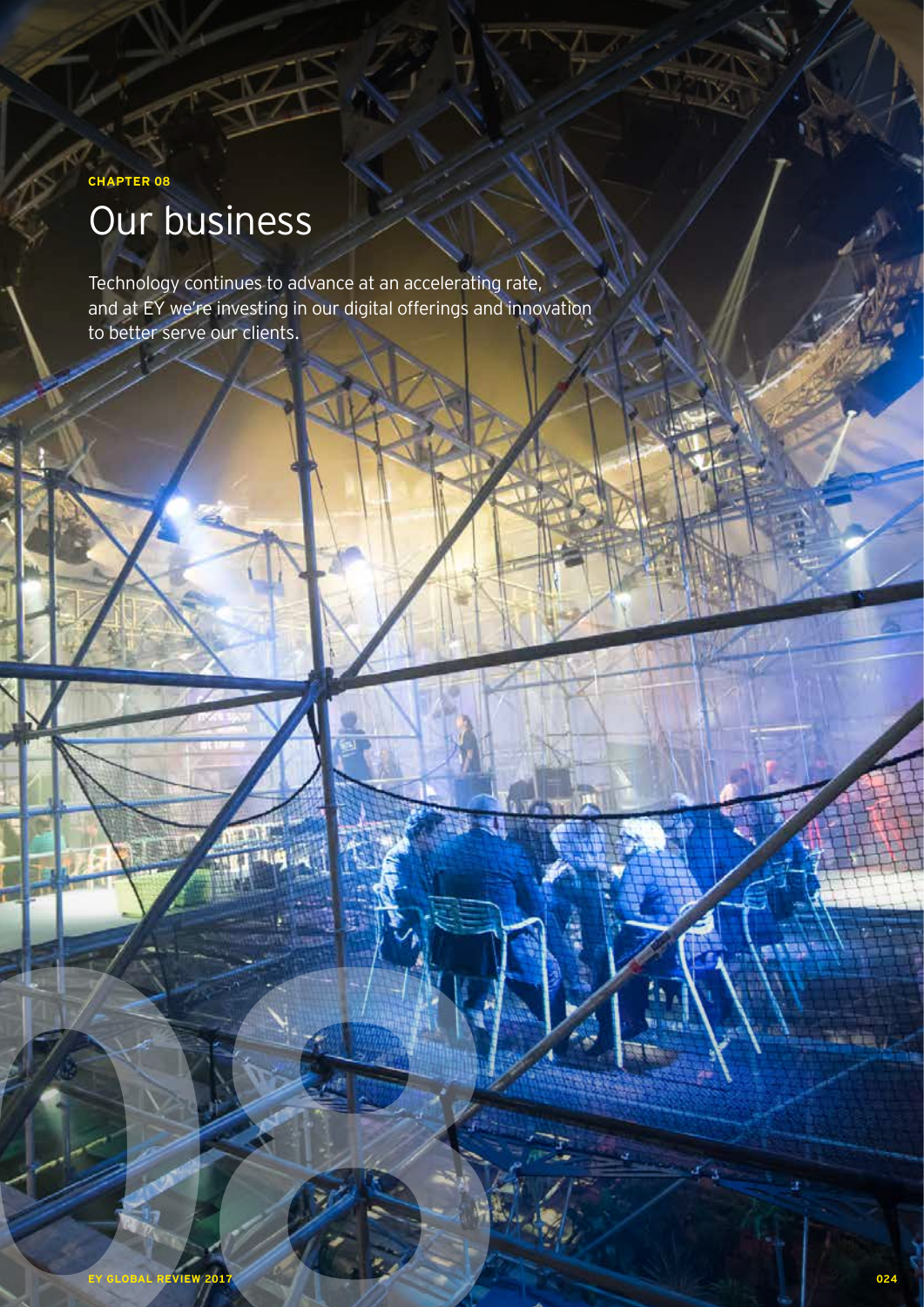CHAPTER 08

# Our business

Technology continues to advance at an accelerating rate, and at EY we're investing in our digital offerings and innovation to better serve our clients.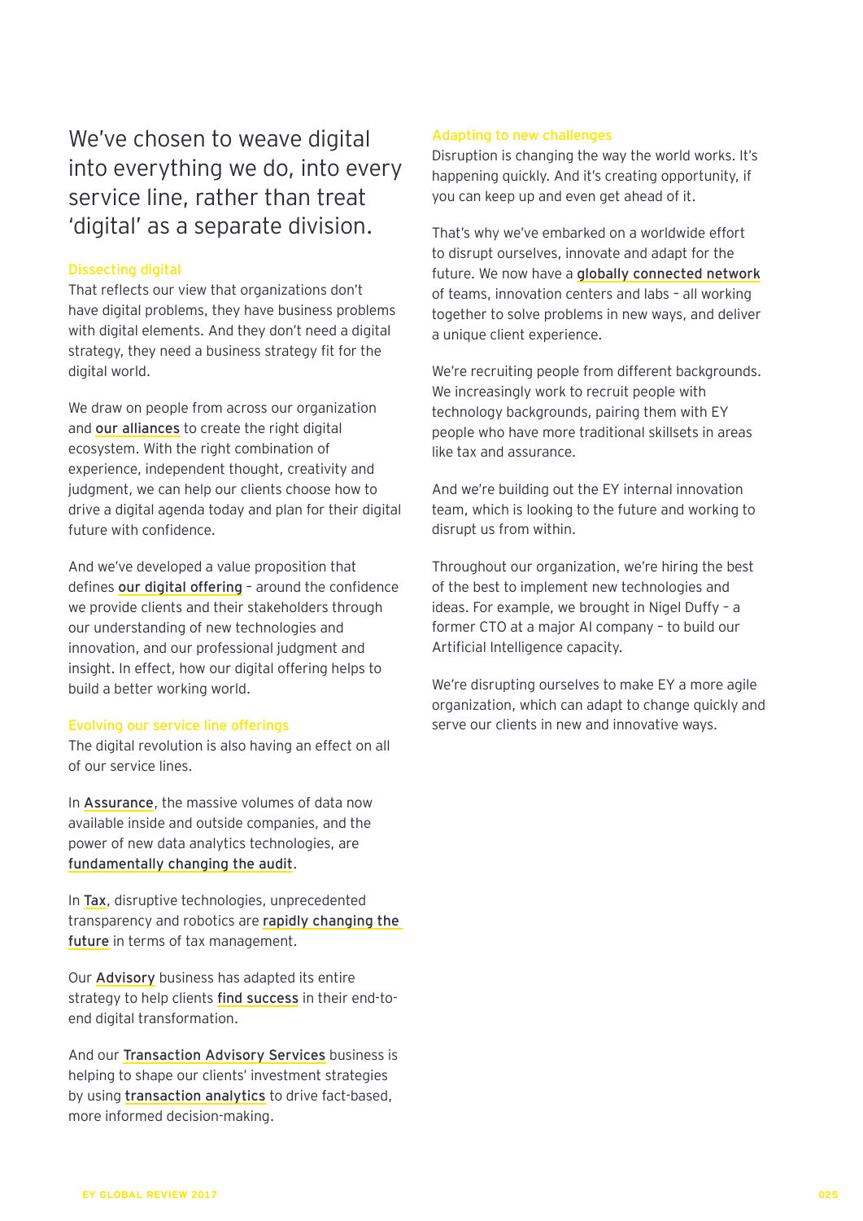## We've chosen to weave digital into everything we do, into every service line, rather than treat 'digital' as a separate division.

### Dissecting digital

That reflects our view that organizations don't have digital problems, they have business problems with digital elements. And they don't need a digital strategy, they need a business strategy fit for the digital world.

We draw on people from across our organization and **our alliances** to create the right digital ecosystem. With the right combination of experience, independent thought, creativity and judgment, we can help our clients choose how to drive a digital agenda today and plan for their digital future with confidence.

And we've developed a value proposition that defines **our digital offering** – around the confidence we provide clients and their stakeholders through our understanding of new technologies and innovation, and our professional judgment and insight. In effect, how our digital offering helps to build a better working world.

### Evolving our service line offerings

The digital revolution is also having an effect on all of our service lines.

In **Assurance**, the massive volumes of data now available inside and outside companies, and the power of new data analytics technologies, are **fundamentally changing the audit**.

In **Tax**, disruptive technologies, unprecedented transparency and robotics are **rapidly changing the future** in terms of tax management.

Our **Advisory** business has adapted its entire strategy to help clients **find success** in their end-to-end digital transformation.

And our **Transaction Advisory Services** business is helping to shape our clients' investment strategies by using **transaction analytics** to drive fact-based, more informed decision-making.

### Adapting to new challenges

Disruption is changing the way the world works. It's happening quickly. And it's creating opportunity, if you can keep up and even get ahead of it.

That's why we've embarked on a worldwide effort to disrupt ourselves, innovate and adapt for the future. We now have a **globally connected network** of teams, innovation centers and labs – all working together to solve problems in new ways, and deliver a unique client experience.

We're recruiting people from different backgrounds. We increasingly work to recruit people with technology backgrounds, pairing them with EY people who have more traditional skillsets in areas like tax and assurance.

And we're building out the EY internal innovation team, which is looking to the future and working to disrupt us from within.

Throughout our organization, we're hiring the best of the best to implement new technologies and ideas. For example, we brought in Nigel Duffy – a former CTO at a major AI company – to build our Artificial Intelligence capacity.

We're disrupting ourselves to make EY a more agile organization, which can adapt to change quickly and serve our clients in new and innovative ways.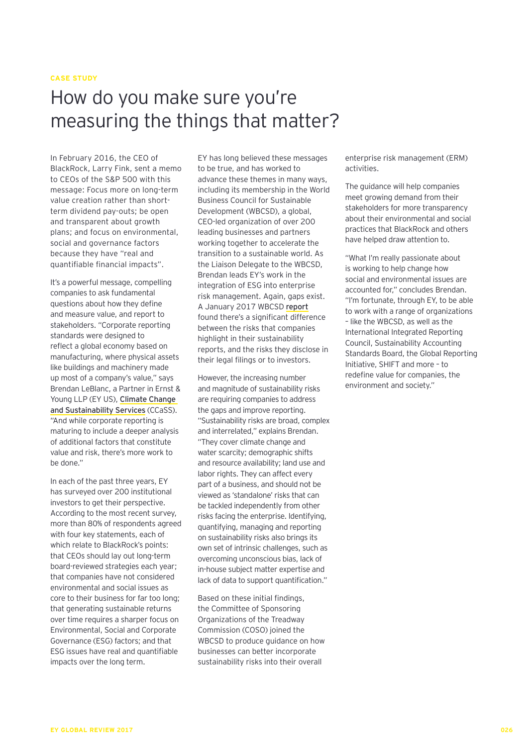CASE STUDY

# How do you make sure you're measuring the things that matter?

In February 2016, the CEO of BlackRock, Larry Fink, sent a memo to CEOs of the S&P 500 with this message: Focus more on long-term value creation rather than short-term dividend pay-outs; be open and transparent about growth plans; and focus on environmental, social and governance factors because they have "real and quantifiable financial impacts".

It's a powerful message, compelling companies to ask fundamental questions about how they define and measure value, and report to stakeholders. "Corporate reporting standards were designed to reflect a global economy based on manufacturing, where physical assets like buildings and machinery made up most of a company's value," says Brendan LeBlanc, a Partner in Ernst & Young LLP (EY US), Climate Change and Sustainability Services (CCaSS). "And while corporate reporting is maturing to include a deeper analysis of additional factors that constitute value and risk, there's more work to be done."

In each of the past three years, EY has surveyed over 200 institutional investors to get their perspective. According to the most recent survey, more than 80% of respondents agreed with four key statements, each of which relate to BlackRock's points: that CEOs should lay out long-term board-reviewed strategies each year; that companies have not considered environmental and social issues as core to their business for far too long; that generating sustainable returns over time requires a sharper focus on Environmental, Social and Corporate Governance (ESG) factors; and that ESG issues have real and quantifiable impacts over the long term.

EY has long believed these messages to be true, and has worked to advance these themes in many ways, including its membership in the World Business Council for Sustainable Development (WBCSD), a global, CEO-led organization of over 200 leading businesses and partners working together to accelerate the transition to a sustainable world. As the Liaison Delegate to the WBCSD, Brendan leads EY's work in the integration of ESG into enterprise risk management. Again, gaps exist. A January 2017 WBCSD report found there's a significant difference between the risks that companies highlight in their sustainability reports, and the risks they disclose in their legal filings or to investors.

However, the increasing number and magnitude of sustainability risks are requiring companies to address the gaps and improve reporting. "Sustainability risks are broad, complex and interrelated," explains Brendan. "They cover climate change and water scarcity; demographic shifts and resource availability; land use and labor rights. They can affect every part of a business, and should not be viewed as 'standalone' risks that can be tackled independently from other risks facing the enterprise. Identifying, quantifying, managing and reporting on sustainability risks also brings its own set of intrinsic challenges, such as overcoming unconscious bias, lack of in-house subject matter expertise and lack of data to support quantification."

Based on these initial findings, the Committee of Sponsoring Organizations of the Treadway Commission (COSO) joined the WBCSD to produce guidance on how businesses can better incorporate sustainability risks into their overall enterprise risk management (ERM) activities.

The guidance will help companies meet growing demand from their stakeholders for more transparency about their environmental and social practices that BlackRock and others have helped draw attention to.

"What I'm really passionate about is working to help change how social and environmental issues are accounted for," concludes Brendan. "I'm fortunate, through EY, to be able to work with a range of organizations – like the WBCSD, as well as the International Integrated Reporting Council, Sustainability Accounting Standards Board, the Global Reporting Initiative, SHIFT and more – to redefine value for companies, the environment and society."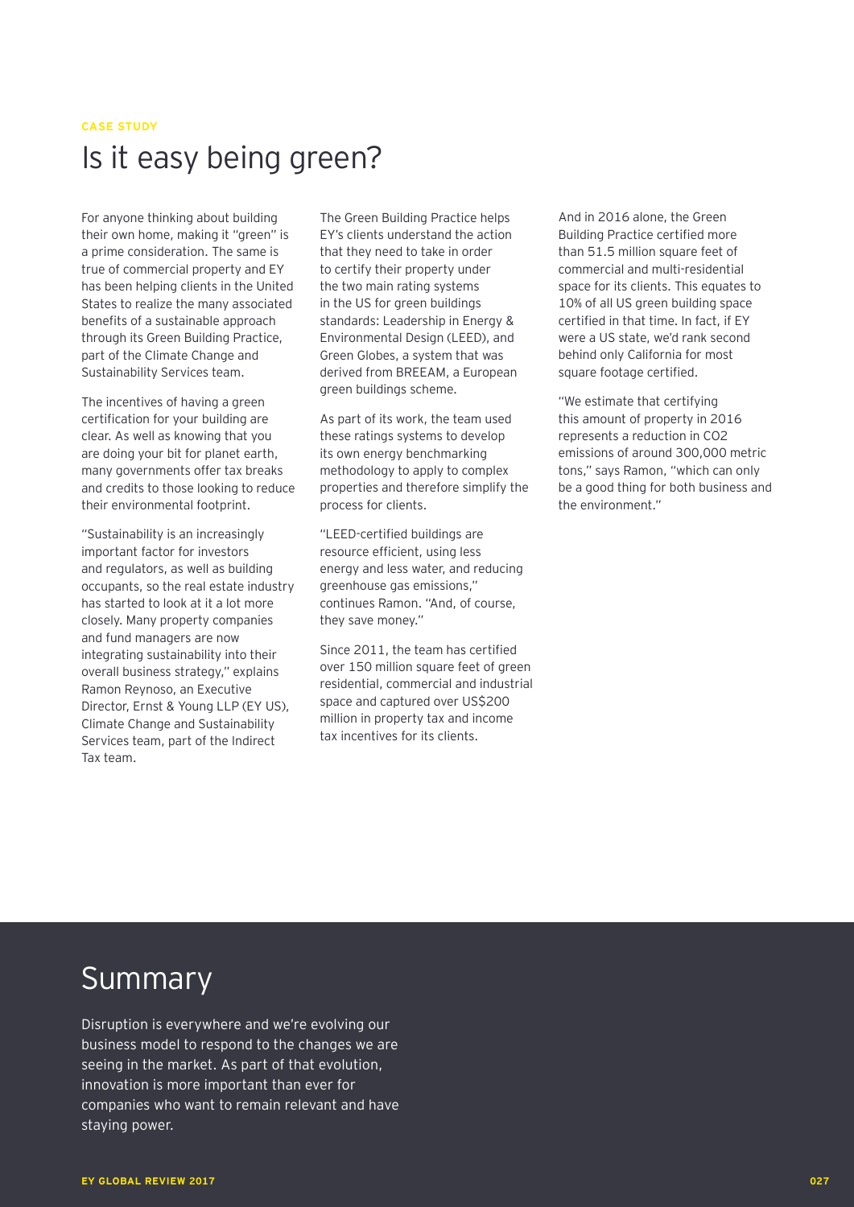CASE STUDY

# Is it easy being green?

For anyone thinking about building their own home, making it "green" is a prime consideration. The same is true of commercial property and EY has been helping clients in the United States to realize the many associated benefits of a sustainable approach through its Green Building Practice, part of the Climate Change and Sustainability Services team.

The incentives of having a green certification for your building are clear. As well as knowing that you are doing your bit for planet earth, many governments offer tax breaks and credits to those looking to reduce their environmental footprint.

"Sustainability is an increasingly important factor for investors and regulators, as well as building occupants, so the real estate industry has started to look at it a lot more closely. Many property companies and fund managers are now integrating sustainability into their overall business strategy," explains Ramon Reynoso, an Executive Director, Ernst & Young LLP (EY US), Climate Change and Sustainability Services team, part of the Indirect Tax team.

The Green Building Practice helps EY's clients understand the action that they need to take in order to certify their property under the two main rating systems in the US for green buildings standards: Leadership in Energy & Environmental Design (LEED), and Green Globes, a system that was derived from BREEAM, a European green buildings scheme.

As part of its work, the team used these ratings systems to develop its own energy benchmarking methodology to apply to complex properties and therefore simplify the process for clients.

"LEED-certified buildings are resource efficient, using less energy and less water, and reducing greenhouse gas emissions," continues Ramon. "And, of course, they save money."

Since 2011, the team has certified over 150 million square feet of green residential, commercial and industrial space and captured over US$200 million in property tax and income tax incentives for its clients.

And in 2016 alone, the Green Building Practice certified more than 51.5 million square feet of commercial and multi-residential space for its clients. This equates to 10% of all US green building space certified in that time. In fact, if EY were a US state, we'd rank second behind only California for most square footage certified.

"We estimate that certifying this amount of property in 2016 represents a reduction in $CO_2$ emissions of around 300,000 metric tons," says Ramon, "which can only be a good thing for both business and the environment."

## Summary

Disruption is everywhere and we're evolving our business model to respond to the changes we are seeing in the market. As part of that evolution, innovation is more important than ever for companies who want to remain relevant and have staying power.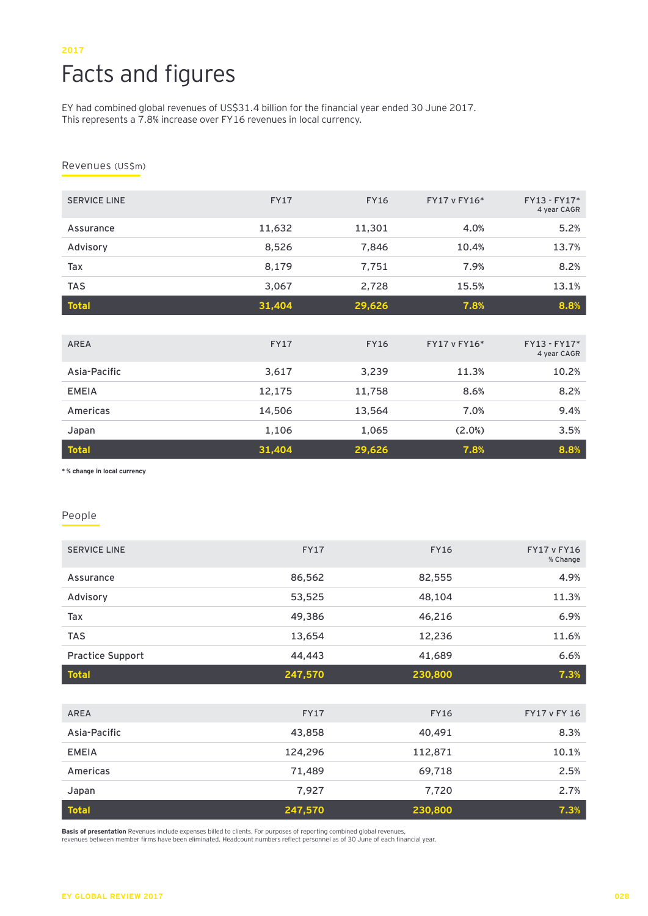2017

# Facts and figures

EY had combined global revenues of US$31.4 billion for the financial year ended 30 June 2017. This represents a 7.8% increase over FY16 revenues in local currency.

## Revenues (US$m)

| SERVICE LINE | FY17 | FY16 | FY17 v FY16* | FY13 - FY17* 4 year CAGR |
|---|---|---|---|---|
| Assurance | 11,632 | 11,301 | 4.0% | 5.2% |
| Advisory | 8,526 | 7,846 | 10.4% | 13.7% |
| Tax | 8,179 | 7,751 | 7.9% | 8.2% |
| TAS | 3,067 | 2,728 | 15.5% | 13.1% |
| **Total** | **31,404** | **29,626** | **7.8%** | **8.8%** |

| AREA | FY17 | FY16 | FY17 v FY16* | FY13 - FY17* 4 year CAGR |
|---|---|---|---|---|
| Asia-Pacific | 3,617 | 3,239 | 11.3% | 10.2% |
| EMEIA | 12,175 | 11,758 | 8.6% | 8.2% |
| Americas | 14,506 | 13,564 | 7.0% | 9.4% |
| Japan | 1,106 | 1,065 | (2.0%) | 3.5% |
| **Total** | **31,404** | **29,626** | **7.8%** | **8.8%** |

**\* % change in local currency**

## People

| SERVICE LINE | FY17 | FY16 | FY17 v FY16 % Change |
|---|---|---|---|
| Assurance | 86,562 | 82,555 | 4.9% |
| Advisory | 53,525 | 48,104 | 11.3% |
| Tax | 49,386 | 46,216 | 6.9% |
| TAS | 13,654 | 12,236 | 11.6% |
| Practice Support | 44,443 | 41,689 | 6.6% |
| **Total** | **247,570** | **230,800** | **7.3%** |

| AREA | FY17 | FY16 | FY17 v FY 16 |
|---|---|---|---|
| Asia-Pacific | 43,858 | 40,491 | 8.3% |
| EMEIA | 124,296 | 112,871 | 10.1% |
| Americas | 71,489 | 69,718 | 2.5% |
| Japan | 7,927 | 7,720 | 2.7% |
| **Total** | **247,570** | **230,800** | **7.3%** |

**Basis of presentation** Revenues include expenses billed to clients. For purposes of reporting combined global revenues, revenues between member firms have been eliminated. Headcount numbers reflect personnel as of 30 June of each financial year.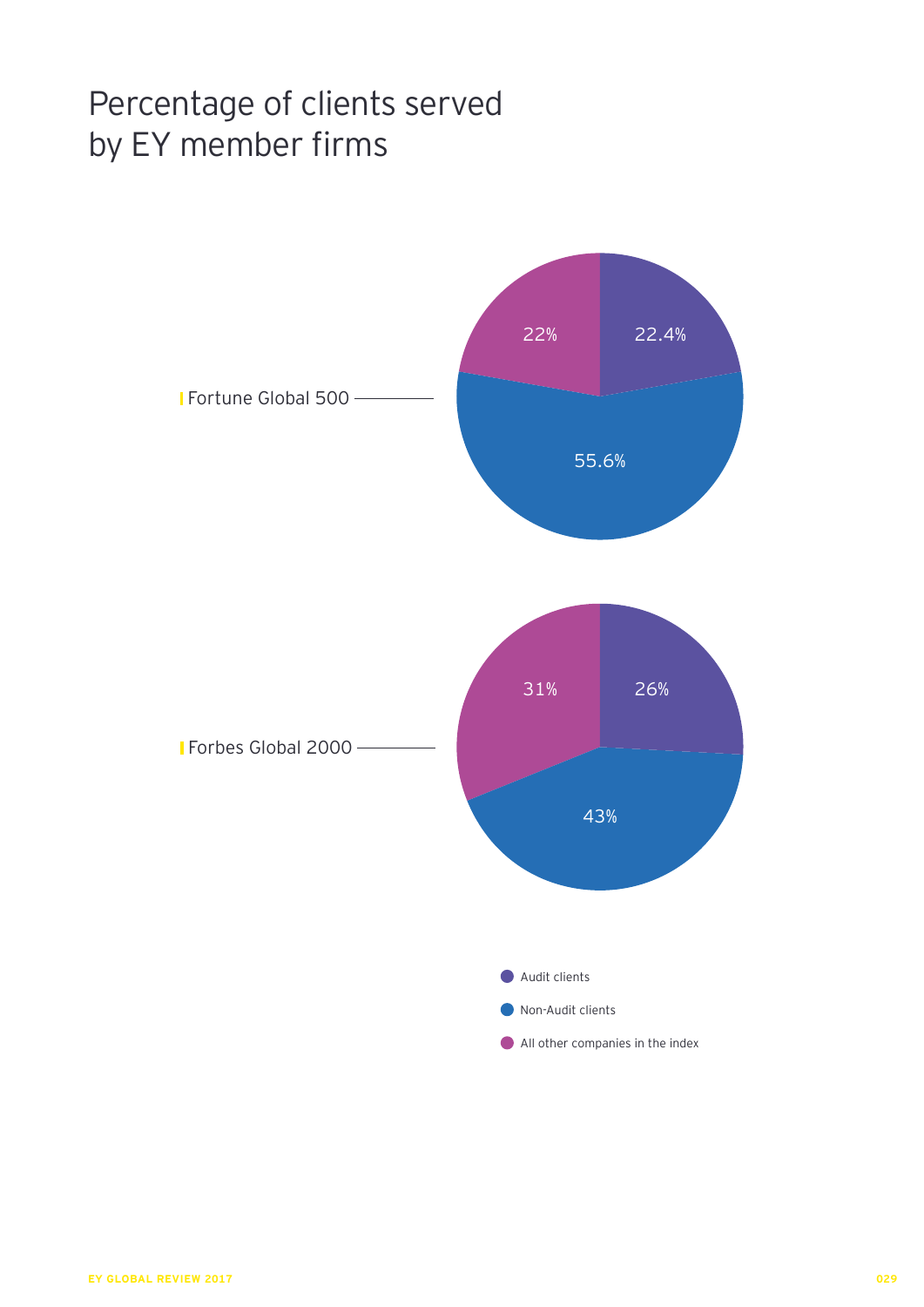# Percentage of clients served by EY member firms

Fortune Global 500

| Category | Percentage |
| --- | --- |
| Audit clients | 22.4% |
| Non-Audit clients | 55.6% |
| All other companies in the index | 22% |

Forbes Global 2000

| Category | Percentage |
| --- | --- |
| Audit clients | 26% |
| Non-Audit clients | 43% |
| All other companies in the index | 31% |

- Audit clients
- Non-Audit clients
- All other companies in the index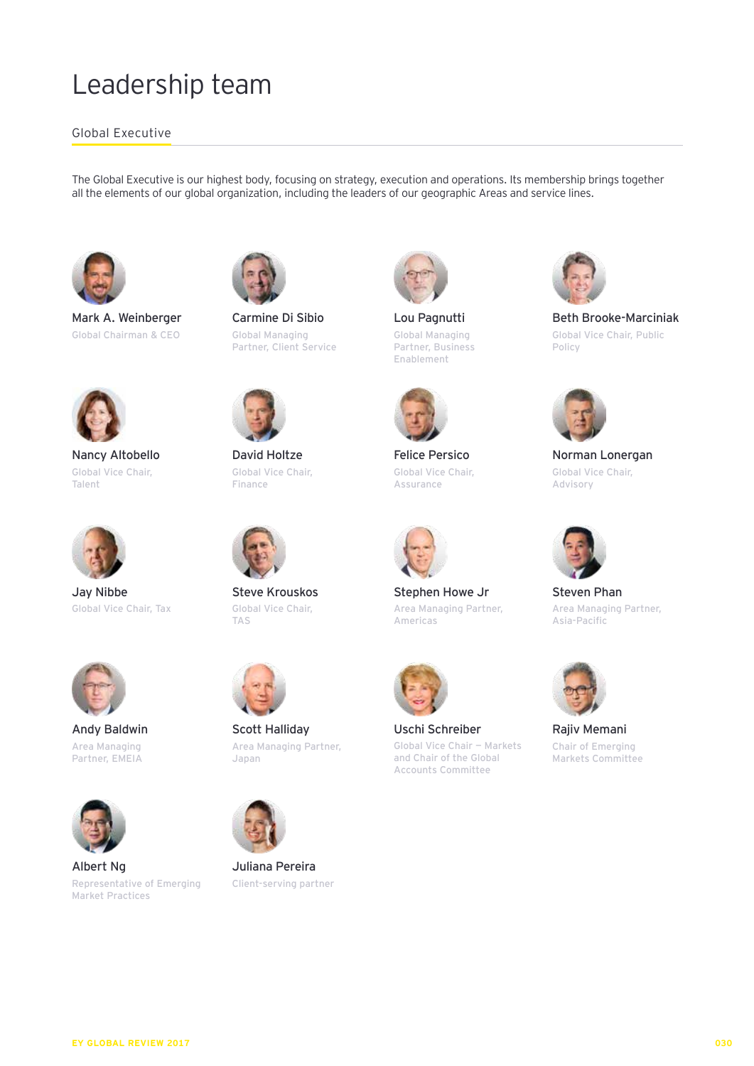# Leadership team

## Global Executive

The Global Executive is our highest body, focusing on strategy, execution and operations. Its membership brings together all the elements of our global organization, including the leaders of our geographic Areas and service lines.

**Mark A. Weinberger**
Global Chairman & CEO

**Carmine Di Sibio**
Global Managing Partner, Client Service

**Lou Pagnutti**
Global Managing Partner, Business Enablement

**Beth Brooke-Marciniak**
Global Vice Chair, Public Policy

**Nancy Altobello**
Global Vice Chair, Talent

**David Holtze**
Global Vice Chair, Finance

**Felice Persico**
Global Vice Chair, Assurance

**Norman Lonergan**
Global Vice Chair, Advisory

**Jay Nibbe**
Global Vice Chair, Tax

**Steve Krouskos**
Global Vice Chair, TAS

**Stephen Howe Jr**
Area Managing Partner, Americas

**Steven Phan**
Area Managing Partner, Asia-Pacific

**Andy Baldwin**
Area Managing Partner, EMEIA

**Scott Halliday**
Area Managing Partner, Japan

**Uschi Schreiber**
Global Vice Chair – Markets and Chair of the Global Accounts Committee

**Rajiv Memani**
Chair of Emerging Markets Committee

**Albert Ng**
Representative of Emerging Market Practices

**Juliana Pereira**
Client-serving partner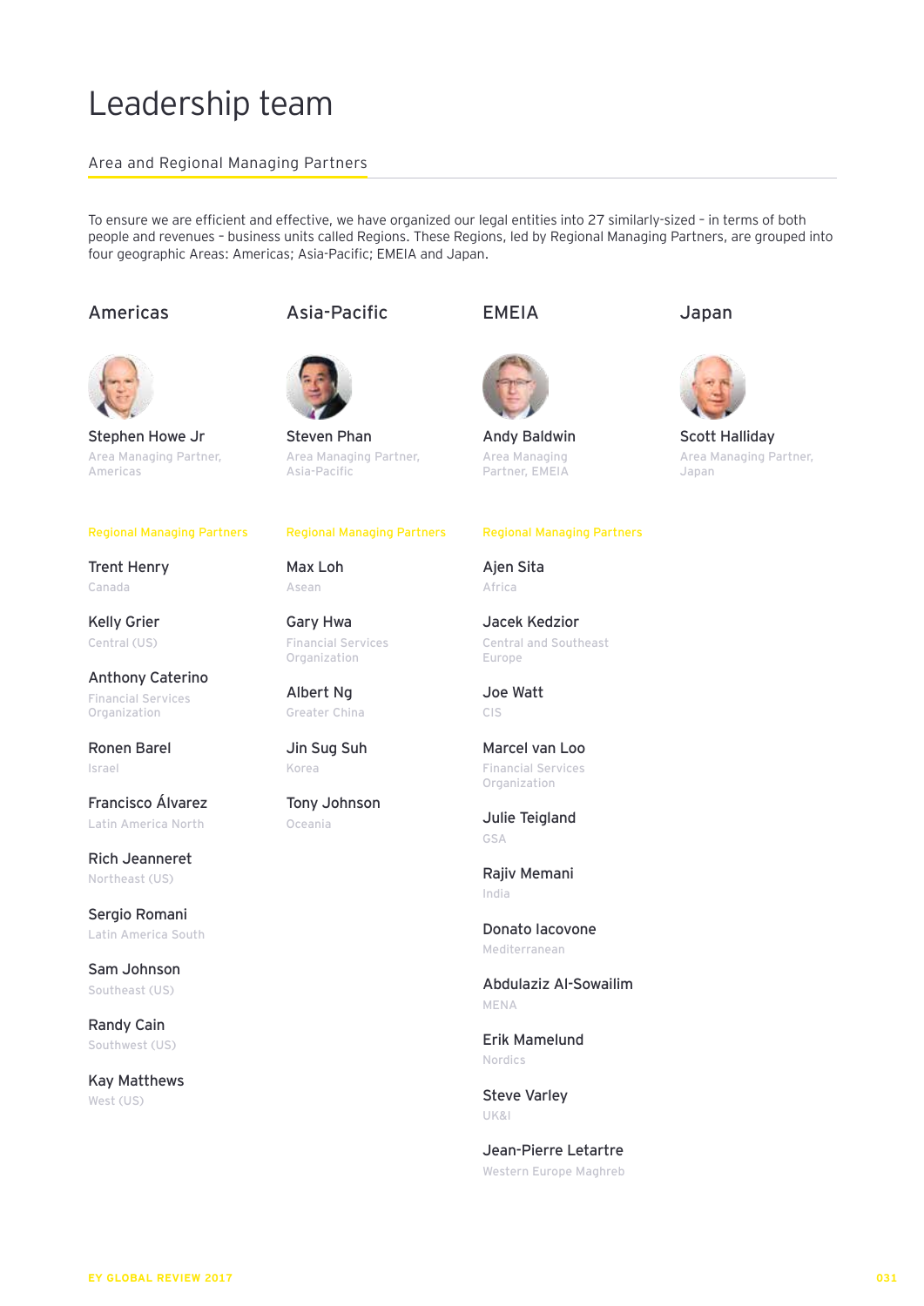# Leadership team

## Area and Regional Managing Partners

To ensure we are efficient and effective, we have organized our legal entities into 27 similarly-sized – in terms of both people and revenues – business units called Regions. These Regions, led by Regional Managing Partners, are grouped into four geographic Areas: Americas; Asia-Pacific; EMEIA and Japan.

### Americas

**Stephen Howe Jr**
Area Managing Partner, Americas

Regional Managing Partners

Trent Henry
Canada

Kelly Grier
Central (US)

Anthony Caterino
Financial Services Organization

Ronen Barel
Israel

Francisco Álvarez
Latin America North

Rich Jeanneret
Northeast (US)

Sergio Romani
Latin America South

Sam Johnson
Southeast (US)

Randy Cain
Southwest (US)

Kay Matthews
West (US)

### Asia-Pacific

**Steven Phan**
Area Managing Partner, Asia-Pacific

Regional Managing Partners

Max Loh
Asean

Gary Hwa
Financial Services Organization

Albert Ng
Greater China

Jin Sug Suh
Korea

Tony Johnson
Oceania

### EMEIA

**Andy Baldwin**
Area Managing Partner, EMEIA

Regional Managing Partners

Ajen Sita
Africa

Jacek Kedzior
Central and Southeast Europe

Joe Watt
CIS

Marcel van Loo
Financial Services Organization

Julie Teigland
GSA

Rajiv Memani
India

Donato Iacovone
Mediterranean

Abdulaziz Al-Sowailim
MENA

Erik Mamelund
Nordics

Steve Varley
UK&I

Jean-Pierre Letartre
Western Europe Maghreb

### Japan

**Scott Halliday**
Area Managing Partner, Japan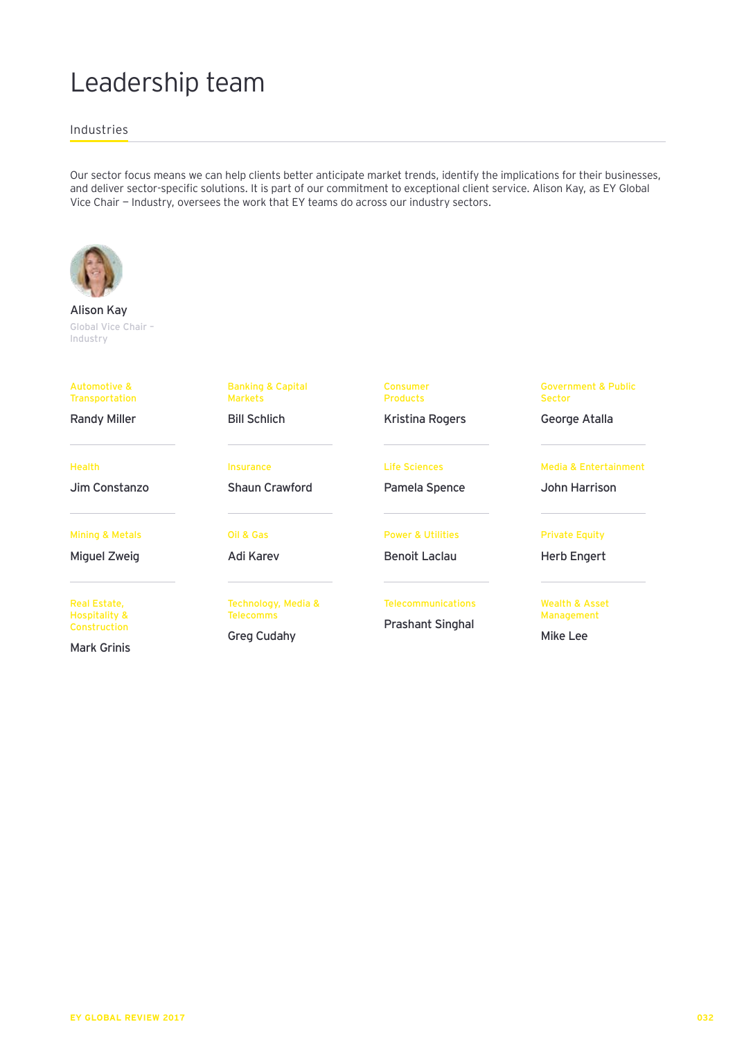# Leadership team

## Industries

Our sector focus means we can help clients better anticipate market trends, identify the implications for their businesses, and deliver sector-specific solutions. It is part of our commitment to exceptional client service. Alison Kay, as EY Global Vice Chair — Industry, oversees the work that EY teams do across our industry sectors.

**Alison Kay**
Global Vice Chair – Industry

Automotive & Transportation
**Randy Miller**

Banking & Capital Markets
**Bill Schlich**

Consumer Products
**Kristina Rogers**

Government & Public Sector
**George Atalla**

Health
**Jim Constanzo**

Insurance
**Shaun Crawford**

Life Sciences
**Pamela Spence**

Media & Entertainment
**John Harrison**

Mining & Metals
**Miguel Zweig**

Oil & Gas
**Adi Karev**

Power & Utilities
**Benoit Laclau**

Private Equity
**Herb Engert**

Real Estate, Hospitality & Construction
**Mark Grinis**

Technology, Media & Telecomms
**Greg Cudahy**

Telecommunications
**Prashant Singhal**

Wealth & Asset Management
**Mike Lee**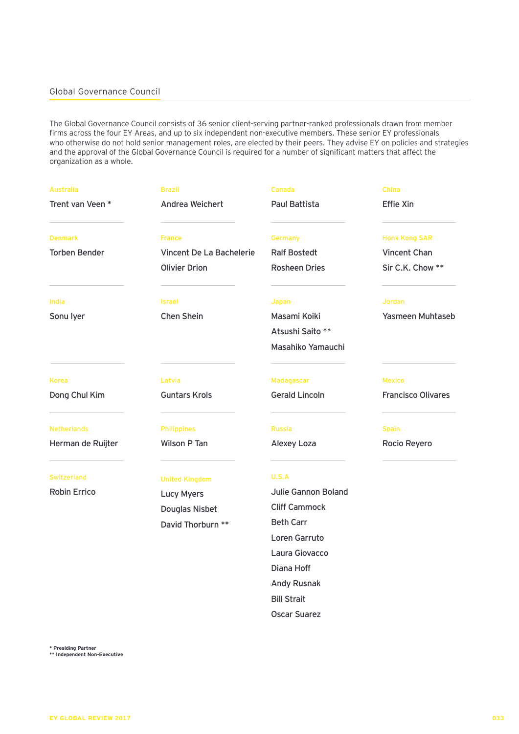## Global Governance Council

The Global Governance Council consists of 36 senior client-serving partner-ranked professionals drawn from member firms across the four EY Areas, and up to six independent non-executive members. These senior EY professionals who otherwise do not hold senior management roles, are elected by their peers. They advise EY on policies and strategies and the approval of the Global Governance Council is required for a number of significant matters that affect the organization as a whole.

**Australia**
Trent van Veen *

**Brazil**
Andrea Weichert

**Canada**
Paul Battista

**China**
Effie Xin

**Denmark**
Torben Bender

**France**
Vincent De La Bachelerie
Olivier Drion

**Germany**
Ralf Bostedt
Rosheen Dries

**Honk Kong SAR**
Vincent Chan
Sir C.K. Chow **

**India**
Sonu Iyer

**Israel**
Chen Shein

**Japan**
Masami Koiki
Atsushi Saito **
Masahiko Yamauchi

**Jordan**
Yasmeen Muhtaseb

**Korea**
Dong Chul Kim

**Latvia**
Guntars Krols

**Madagascar**
Gerald Lincoln

**Mexico**
Francisco Olivares

**Netherlands**
Herman de Ruijter

**Philippines**
Wilson P Tan

**Russia**
Alexey Loza

**Spain**
Rocio Reyero

**Switzerland**
Robin Errico

**United Kingdom**
Lucy Myers
Douglas Nisbet
David Thorburn **

**U.S.A**
Julie Gannon Boland
Cliff Cammock
Beth Carr
Loren Garruto
Laura Giovacco
Diana Hoff
Andy Rusnak
Bill Strait
Oscar Suarez

* Presiding Partner
** Independent Non-Executive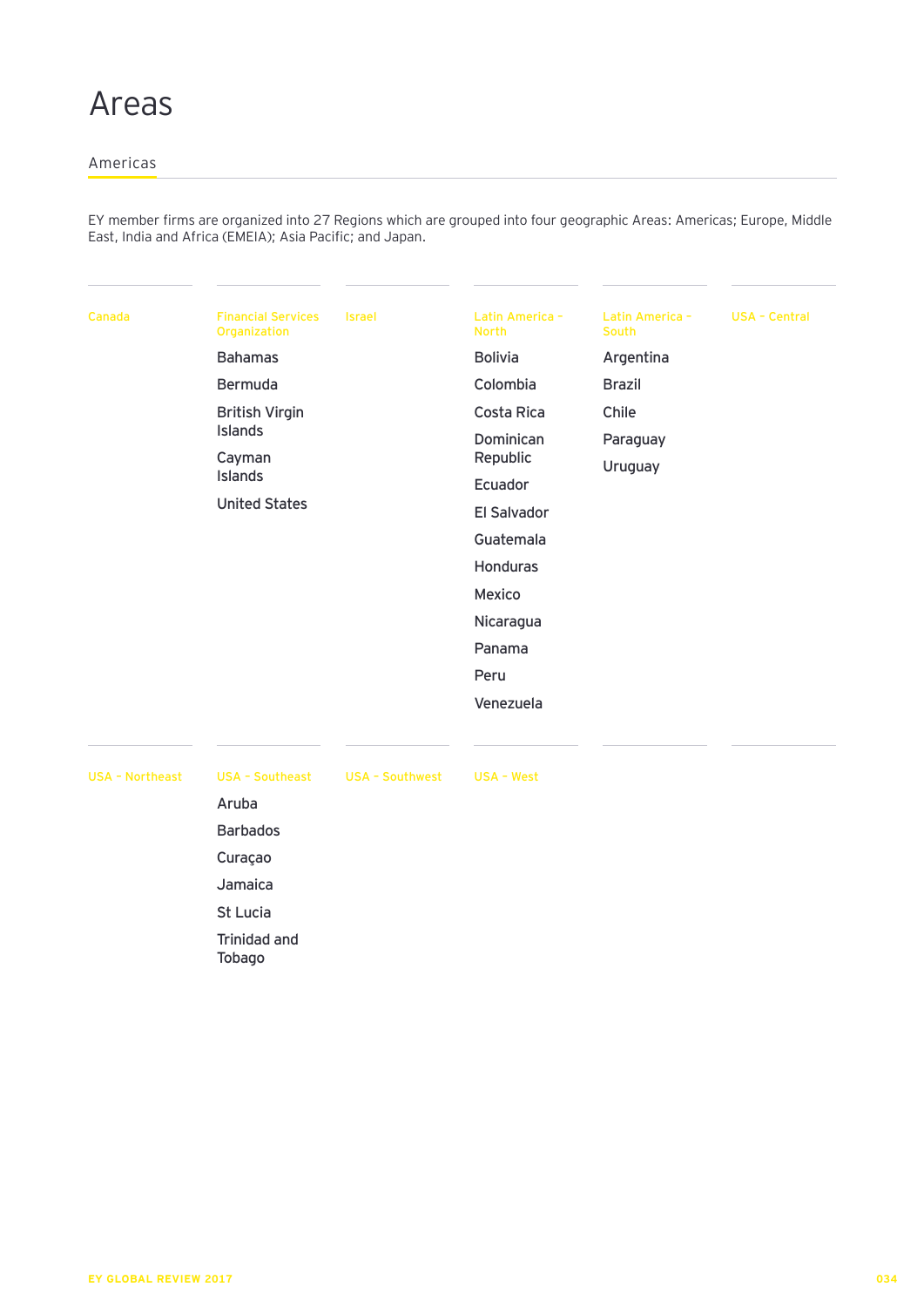# Areas

## Americas

EY member firms are organized into 27 Regions which are grouped into four geographic Areas: Americas; Europe, Middle East, India and Africa (EMEIA); Asia Pacific; and Japan.

### Canada

### Financial Services Organization

- Bahamas
- Bermuda
- British Virgin Islands
- Cayman Islands
- United States

### Israel

### Latin America - North

- Bolivia
- Colombia
- Costa Rica
- Dominican Republic
- Ecuador
- El Salvador
- Guatemala
- Honduras
- Mexico
- Nicaragua
- Panama
- Peru
- Venezuela

### Latin America - South

- Argentina
- Brazil
- Chile
- Paraguay
- Uruguay

### USA - Central

### USA - Northeast

### USA - Southeast

- Aruba
- Barbados
- Curaçao
- Jamaica
- St Lucia
- Trinidad and Tobago

### USA - Southwest

### USA - West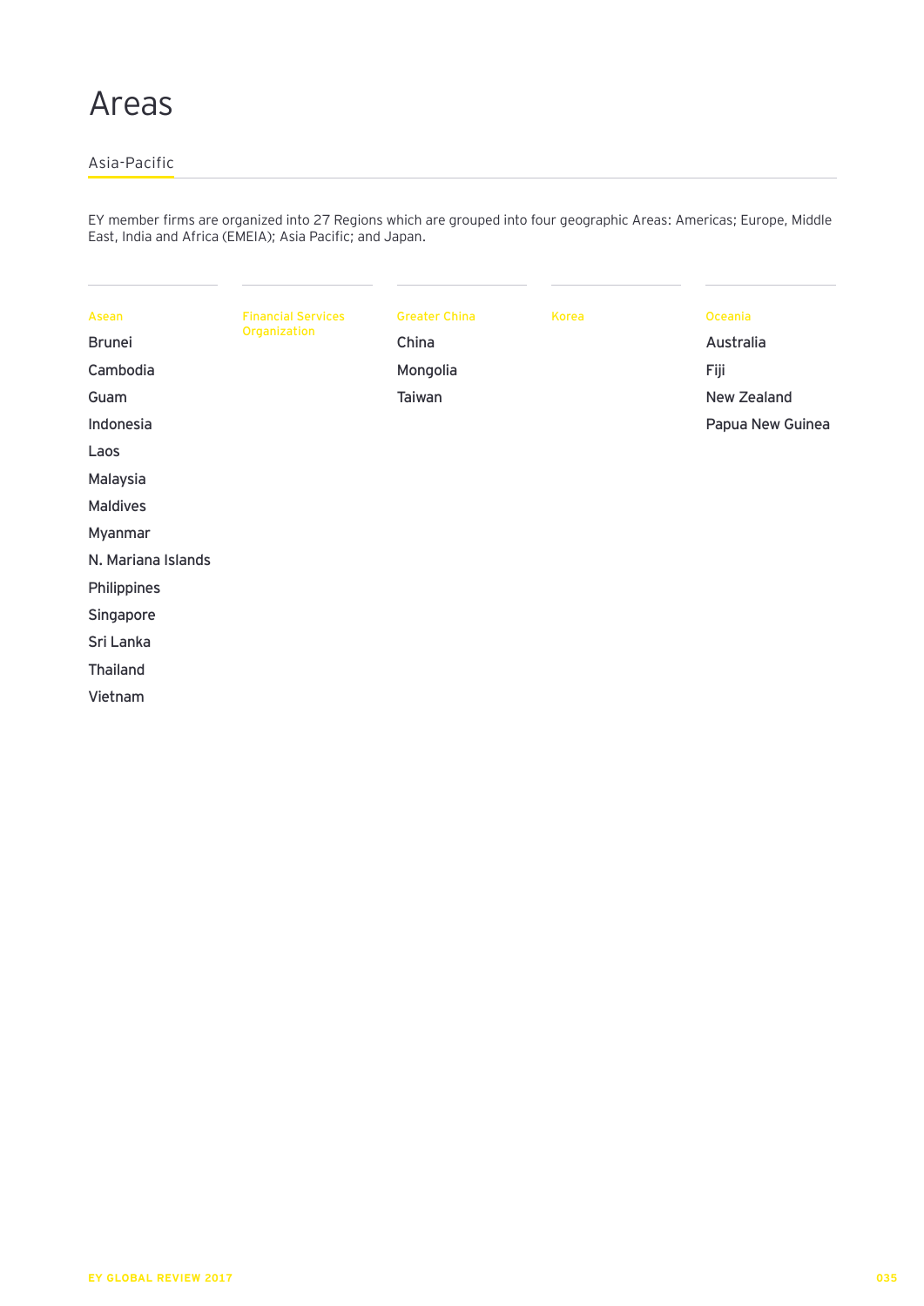# Areas

## Asia-Pacific

EY member firms are organized into 27 Regions which are grouped into four geographic Areas: Americas; Europe, Middle East, India and Africa (EMEIA); Asia Pacific; and Japan.

### Asean

- Brunei
- Cambodia
- Guam
- Indonesia
- Laos
- Malaysia
- Maldives
- Myanmar
- N. Mariana Islands
- Philippines
- Singapore
- Sri Lanka
- Thailand
- Vietnam

### Financial Services Organization

### Greater China

- China
- Mongolia
- Taiwan

### Korea

### Oceania

- Australia
- Fiji
- New Zealand
- Papua New Guinea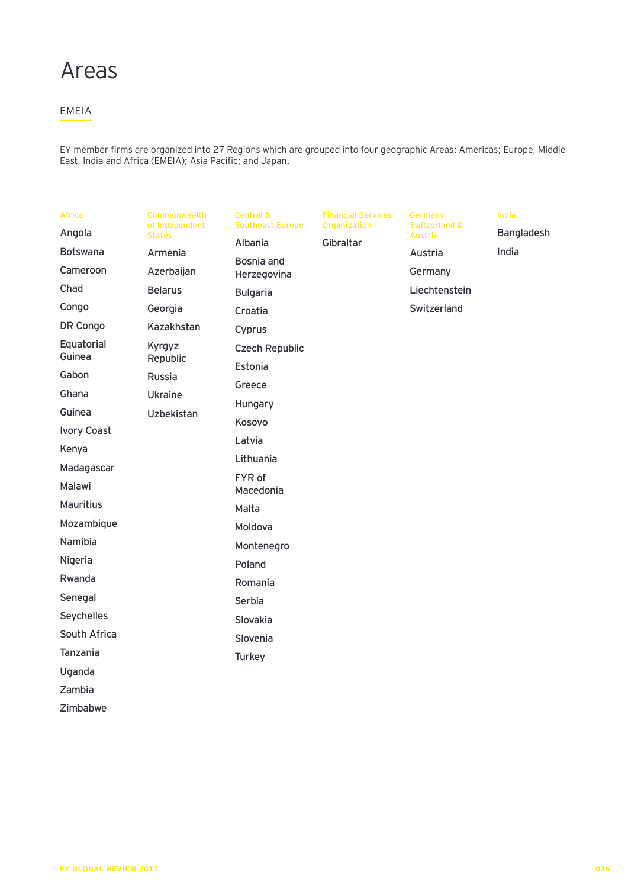# Areas

## EMEIA

EY member firms are organized into 27 Regions which are grouped into four geographic Areas: Americas; Europe, Middle East, India and Africa (EMEIA); Asia Pacific; and Japan.

### Africa

- Angola
- Botswana
- Cameroon
- Chad
- Congo
- DR Congo
- Equatorial Guinea
- Gabon
- Ghana
- Guinea
- Ivory Coast
- Kenya
- Madagascar
- Malawi
- Mauritius
- Mozambique
- Namibia
- Nigeria
- Rwanda
- Senegal
- Seychelles
- South Africa
- Tanzania
- Uganda
- Zambia
- Zimbabwe

### Commonwealth of Independent States

- Armenia
- Azerbaijan
- Belarus
- Georgia
- Kazakhstan
- Kyrgyz Republic
- Russia
- Ukraine
- Uzbekistan

### Central & Southeast Europe

- Albania
- Bosnia and Herzegovina
- Bulgaria
- Croatia
- Cyprus
- Czech Republic
- Estonia
- Greece
- Hungary
- Kosovo
- Latvia
- Lithuania
- FYR of Macedonia
- Malta
- Moldova
- Montenegro
- Poland
- Romania
- Serbia
- Slovakia
- Slovenia
- Turkey

### Financial Services Organization

- Gibraltar

### Germany, Switzerland & Austria

- Austria
- Germany
- Liechtenstein
- Switzerland

### India

- Bangladesh
- India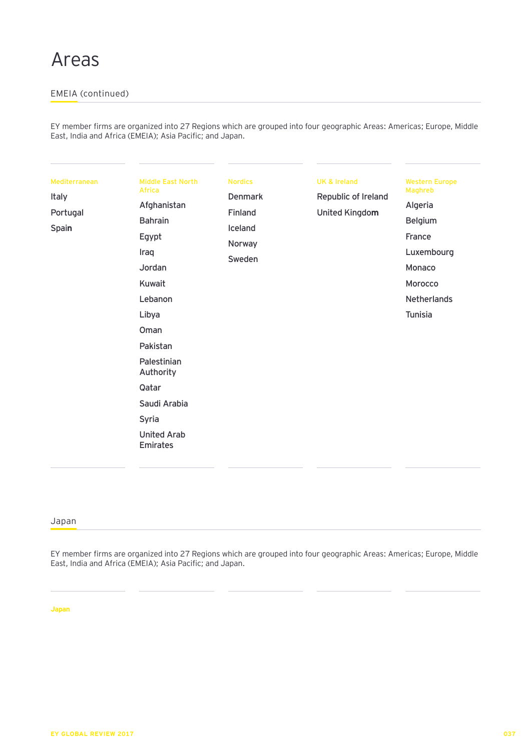# Areas

## EMEIA (continued)

EY member firms are organized into 27 Regions which are grouped into four geographic Areas: Americas; Europe, Middle East, India and Africa (EMEIA); Asia Pacific; and Japan.

### Mediterranean

- Italy
- Portugal
- Spain

### Middle East North Africa

- Afghanistan
- Bahrain
- Egypt
- Iraq
- Jordan
- Kuwait
- Lebanon
- Libya
- Oman
- Pakistan
- Palestinian Authority
- Qatar
- Saudi Arabia
- Syria
- United Arab Emirates

### Nordics

- Denmark
- Finland
- Iceland
- Norway
- Sweden

### UK & Ireland

- Republic of Ireland
- United Kingdom

### Western Europe Maghreb

- Algeria
- Belgium
- France
- Luxembourg
- Monaco
- Morocco
- Netherlands
- Tunisia

## Japan

EY member firms are organized into 27 Regions which are grouped into four geographic Areas: Americas; Europe, Middle East, India and Africa (EMEIA); Asia Pacific; and Japan.

### Japan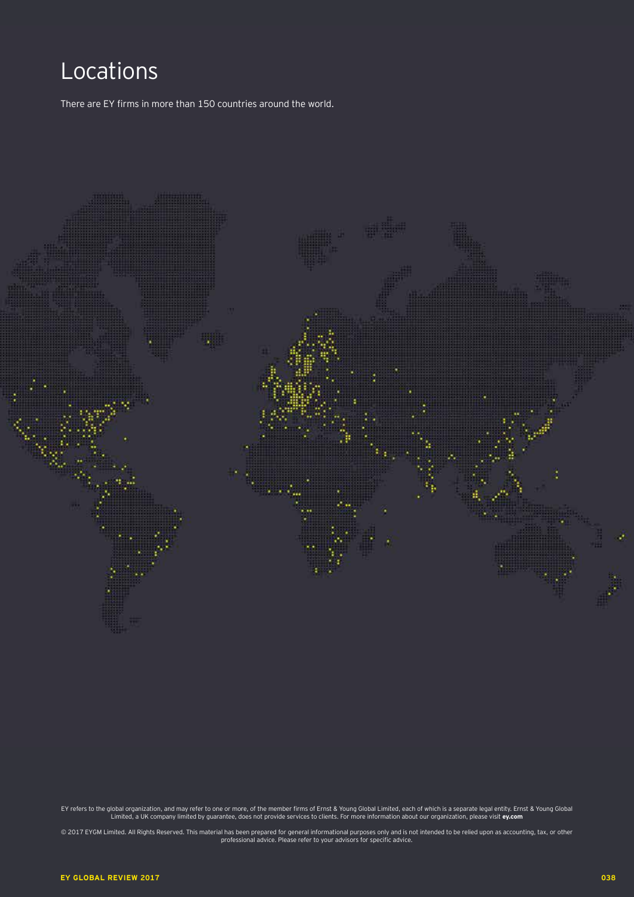# Locations

There are EY firms in more than 150 countries around the world.

EY refers to the global organization, and may refer to one or more, of the member firms of Ernst & Young Global Limited, each of which is a separate legal entity. Ernst & Young Global Limited, a UK company limited by guarantee, does not provide services to clients. For more information about our organization, please visit **ey.com**

© 2017 EYGM Limited. All Rights Reserved. This material has been prepared for general informational purposes only and is not intended to be relied upon as accounting, tax, or other professional advice. Please refer to your advisors for specific advice.